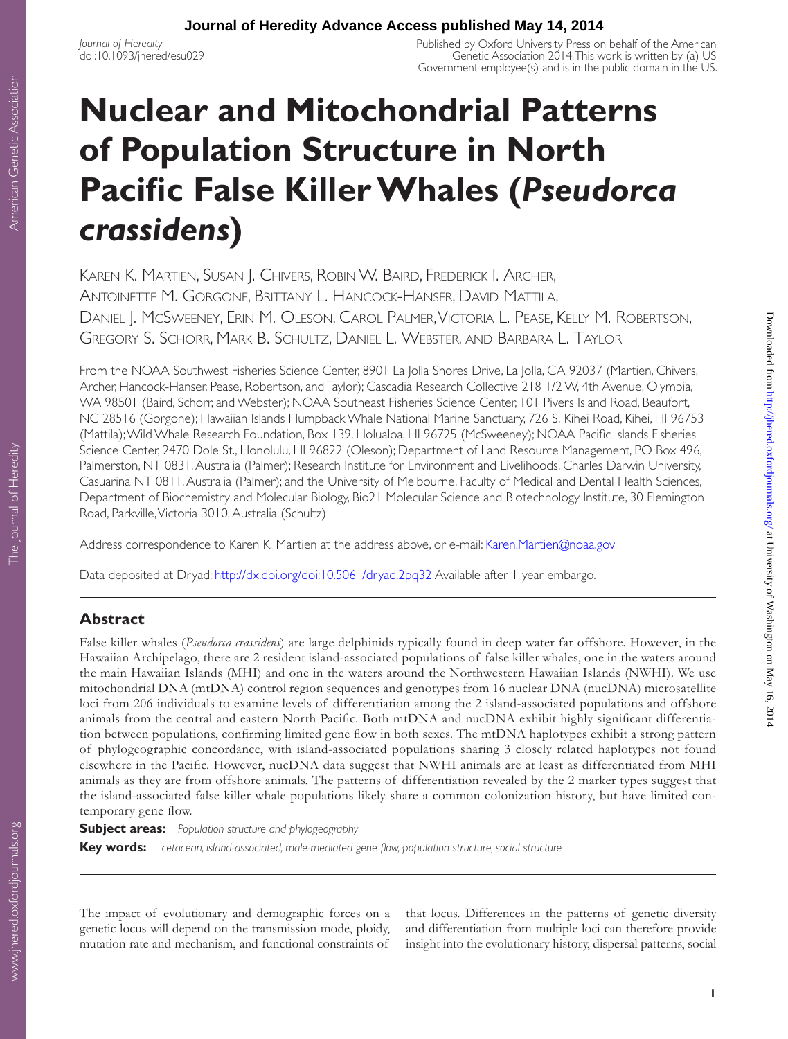# Nuclear and Mitochondrial Patterns of Population Structure in North Pacific False Killer Whales (*Pseudorca crassidens*)

Karen K. Martien, Susan J. Chivers, Robin W. Baird, Frederick I. Archer, Antoinette M. Gorgone, Brittany L. Hancock-Hanser, David Mattila, Daniel J. McSweeney, Erin M. Oleson, Carol Palmer, Victoria L. Pease, Kelly M. Robertson, Gregory S. Schorr, Mark B. Schultz, Daniel L. Webster, and Barbara L. Taylor

From the NOAA Southwest Fisheries Science Center, 8901 La Jolla Shores Drive, La Jolla, CA 92037 (Martien, Chivers, Archer, Hancock-Hanser, Pease, Robertson, and Taylor); Cascadia Research Collective 218 1/2 W, 4th Avenue, Olympia, WA 98501 (Baird, Schorr, and Webster); NOAA Southeast Fisheries Science Center, 101 Pivers Island Road, Beaufort, NC 28516 (Gorgone); Hawaiian Islands Humpback Whale National Marine Sanctuary, 726 S. Kihei Road, Kihei, HI 96753 (Mattila); Wild Whale Research Foundation, Box 139, Holualoa, HI 96725 (McSweeney); NOAA Pacific Islands Fisheries Science Center, 2470 Dole St., Honolulu, HI 96822 (Oleson); Department of Land Resource Management, PO Box 496, Palmerston, NT 0831, Australia (Palmer); Research Institute for Environment and Livelihoods, Charles Darwin University, Casuarina NT 0811, Australia (Palmer); and the University of Melbourne, Faculty of Medical and Dental Health Sciences, Department of Biochemistry and Molecular Biology, Bio21 Molecular Science and Biotechnology Institute, 30 Flemington Road, Parkville, Victoria 3010, Australia (Schultz)

Address correspondence to Karen K. Martien at the address above, or e-mail: Karen.Martien@noaa.gov

Data deposited at Dryad: http://dx.doi.org/doi:10.5061/dryad.2pq32 Available after 1 year embargo.

## Abstract

False killer whales (*Pseudorca crassidens*) are large delphinids typically found in deep water far offshore. However, in the Hawaiian Archipelago, there are 2 resident island-associated populations of false killer whales, one in the waters around the main Hawaiian Islands (MHI) and one in the waters around the Northwestern Hawaiian Islands (NWHI). We use mitochondrial DNA (mtDNA) control region sequences and genotypes from 16 nuclear DNA (nucDNA) microsatellite loci from 206 individuals to examine levels of differentiation among the 2 island-associated populations and offshore animals from the central and eastern North Pacific. Both mtDNA and nucDNA exhibit highly significant differentiation between populations, confirming limited gene flow in both sexes. The mtDNA haplotypes exhibit a strong pattern of phylogeographic concordance, with island-associated populations sharing 3 closely related haplotypes not found elsewhere in the Pacific. However, nucDNA data suggest that NWHI animals are at least as differentiated from MHI animals as they are from offshore animals. The patterns of differentiation revealed by the 2 marker types suggest that the island-associated false killer whale populations likely share a common colonization history, but have limited contemporary gene flow.

**Subject areas:** *Population structure and phylogeography*

**Key words:** *cetacean, island-associated, male-mediated gene flow, population structure, social structure*

The impact of evolutionary and demographic forces on a genetic locus will depend on the transmission mode, ploidy, mutation rate and mechanism, and functional constraints of that locus. Differences in the patterns of genetic diversity and differentiation from multiple loci can therefore provide insight into the evolutionary history, dispersal patterns, social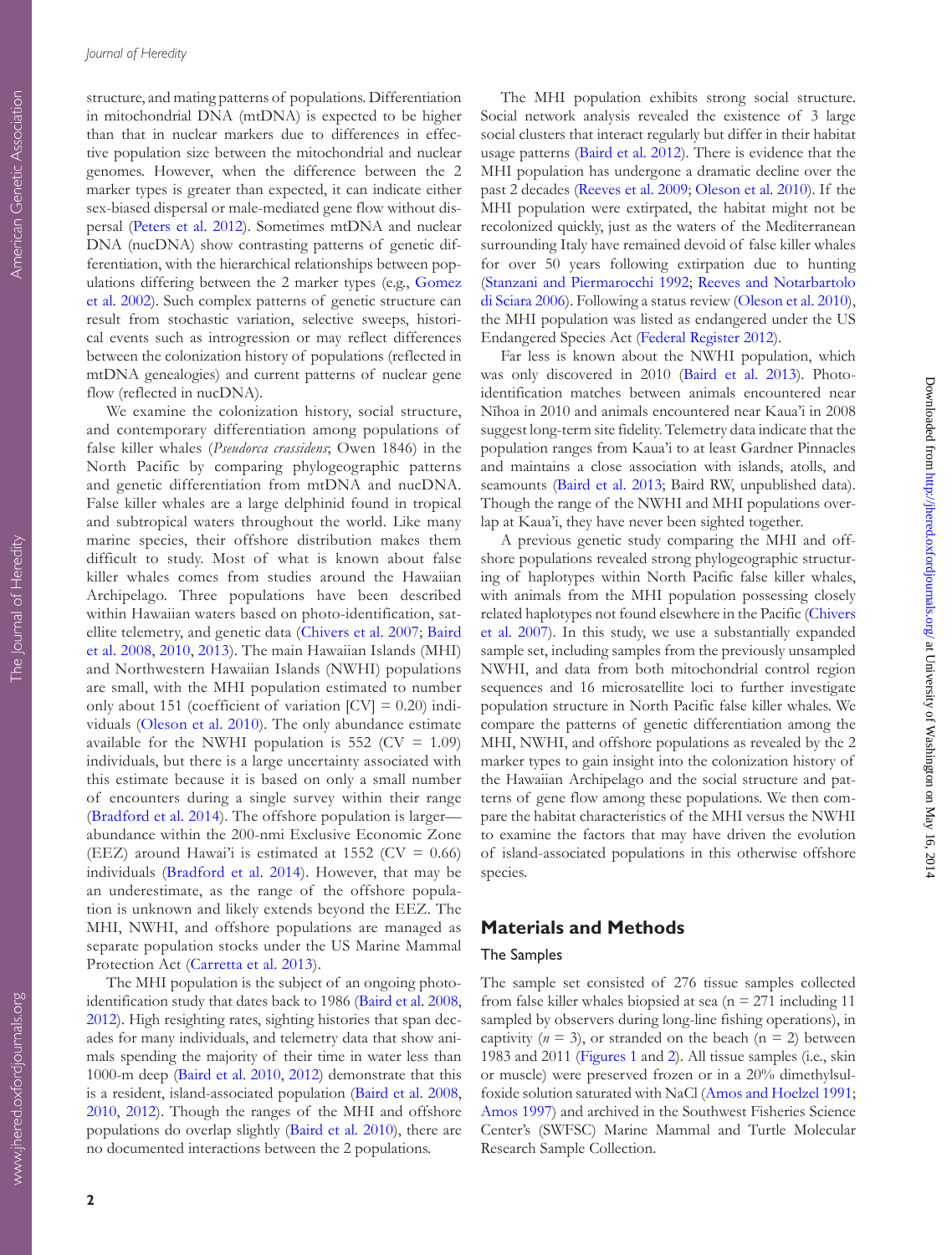structure, and mating patterns of populations. Differentiation in mitochondrial DNA (mtDNA) is expected to be higher than that in nuclear markers due to differences in effective population size between the mitochondrial and nuclear genomes. However, when the difference between the 2 marker types is greater than expected, it can indicate either sex-biased dispersal or male-mediated gene flow without dispersal (Peters et al. 2012). Sometimes mtDNA and nuclear DNA (nucDNA) show contrasting patterns of genetic differentiation, with the hierarchical relationships between populations differing between the 2 marker types (e.g., Gomez et al. 2002). Such complex patterns of genetic structure can result from stochastic variation, selective sweeps, historical events such as introgression or may reflect differences between the colonization history of populations (reflected in mtDNA genealogies) and current patterns of nuclear gene flow (reflected in nucDNA).

We examine the colonization history, social structure, and contemporary differentiation among populations of false killer whales (*Pseudorca crassidens*; Owen 1846) in the North Pacific by comparing phylogeographic patterns and genetic differentiation from mtDNA and nucDNA. False killer whales are a large delphinid found in tropical and subtropical waters throughout the world. Like many marine species, their offshore distribution makes them difficult to study. Most of what is known about false killer whales comes from studies around the Hawaiian Archipelago. Three populations have been described within Hawaiian waters based on photo-identification, satellite telemetry, and genetic data (Chivers et al. 2007; Baird et al. 2008, 2010, 2013). The main Hawaiian Islands (MHI) and Northwestern Hawaiian Islands (NWHI) populations are small, with the MHI population estimated to number only about 151 (coefficient of variation [CV] = 0.20) individuals (Oleson et al. 2010). The only abundance estimate available for the NWHI population is 552 (CV = 1.09) individuals, but there is a large uncertainty associated with this estimate because it is based on only a small number of encounters during a single survey within their range (Bradford et al. 2014). The offshore population is larger—abundance within the 200-nmi Exclusive Economic Zone (EEZ) around Hawai'i is estimated at 1552 (CV = 0.66) individuals (Bradford et al. 2014). However, that may be an underestimate, as the range of the offshore population is unknown and likely extends beyond the EEZ. The MHI, NWHI, and offshore populations are managed as separate population stocks under the US Marine Mammal Protection Act (Carretta et al. 2013).

The MHI population is the subject of an ongoing photo-identification study that dates back to 1986 (Baird et al. 2008, 2012). High resighting rates, sighting histories that span decades for many individuals, and telemetry data that show animals spending the majority of their time in water less than 1000-m deep (Baird et al. 2010, 2012) demonstrate that this is a resident, island-associated population (Baird et al. 2008, 2010, 2012). Though the ranges of the MHI and offshore populations do overlap slightly (Baird et al. 2010), there are no documented interactions between the 2 populations.

The MHI population exhibits strong social structure. Social network analysis revealed the existence of 3 large social clusters that interact regularly but differ in their habitat usage patterns (Baird et al. 2012). There is evidence that the MHI population has undergone a dramatic decline over the past 2 decades (Reeves et al. 2009; Oleson et al. 2010). If the MHI population were extirpated, the habitat might not be recolonized quickly, just as the waters of the Mediterranean surrounding Italy have remained devoid of false killer whales for over 50 years following extirpation due to hunting (Stanzani and Piermarocchi 1992; Reeves and Notarbartolo di Sciara 2006). Following a status review (Oleson et al. 2010), the MHI population was listed as endangered under the US Endangered Species Act (Federal Register 2012).

Far less is known about the NWHI population, which was only discovered in 2010 (Baird et al. 2013). Photo-identification matches between animals encountered near Nīhoa in 2010 and animals encountered near Kaua'i in 2008 suggest long-term site fidelity. Telemetry data indicate that the population ranges from Kaua'i to at least Gardner Pinnacles and maintains a close association with islands, atolls, and seamounts (Baird et al. 2013; Baird RW, unpublished data). Though the range of the NWHI and MHI populations overlap at Kaua'i, they have never been sighted together.

A previous genetic study comparing the MHI and offshore populations revealed strong phylogeographic structuring of haplotypes within North Pacific false killer whales, with animals from the MHI population possessing closely related haplotypes not found elsewhere in the Pacific (Chivers et al. 2007). In this study, we use a substantially expanded sample set, including samples from the previously unsampled NWHI, and data from both mitochondrial control region sequences and 16 microsatellite loci to further investigate population structure in North Pacific false killer whales. We compare the patterns of genetic differentiation among the MHI, NWHI, and offshore populations as revealed by the 2 marker types to gain insight into the colonization history of the Hawaiian Archipelago and the social structure and patterns of gene flow among these populations. We then compare the habitat characteristics of the MHI versus the NWHI to examine the factors that may have driven the evolution of island-associated populations in this otherwise offshore species.

## Materials and Methods

### The Samples

The sample set consisted of 276 tissue samples collected from false killer whales biopsied at sea (n = 271 including 11 sampled by observers during long-line fishing operations), in captivity (*n* = 3), or stranded on the beach (n = 2) between 1983 and 2011 (Figures 1 and 2). All tissue samples (i.e., skin or muscle) were preserved frozen or in a 20% dimethylsulfoxide solution saturated with NaCl (Amos and Hoelzel 1991; Amos 1997) and archived in the Southwest Fisheries Science Center's (SWFSC) Marine Mammal and Turtle Molecular Research Sample Collection.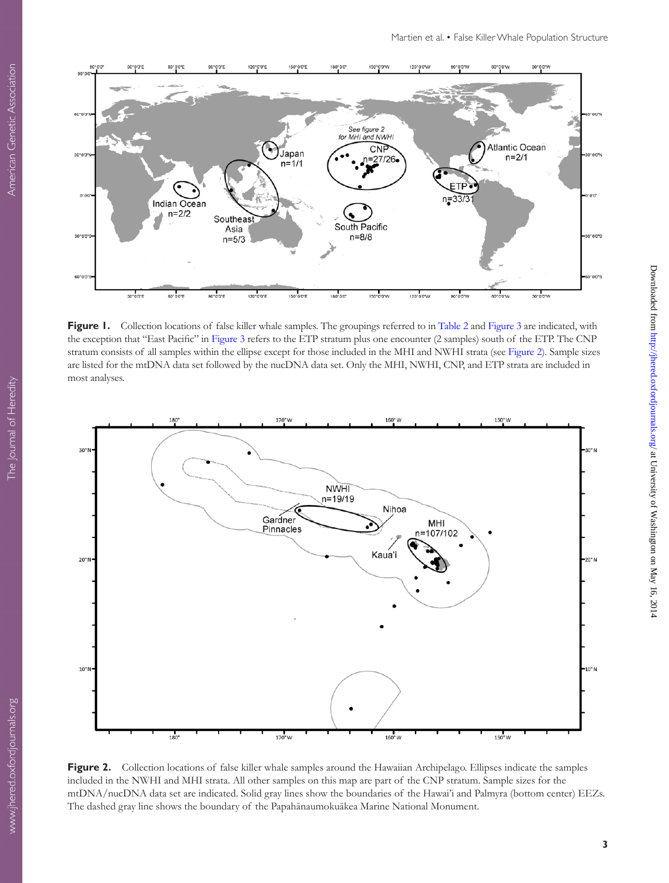**Figure 1.** Collection locations of false killer whale samples. The groupings referred to in Table 2 and Figure 3 are indicated, with the exception that "East Pacific" in Figure 3 refers to the ETP stratum plus one encounter (2 samples) south of the ETP. The CNP stratum consists of all samples within the ellipse except for those included in the MHI and NWHI strata (see Figure 2). Sample sizes are listed for the mtDNA data set followed by the nucDNA data set. Only the MHI, NWHI, CNP, and ETP strata are included in most analyses.

**Figure 2.** Collection locations of false killer whale samples around the Hawaiian Archipelago. Ellipses indicate the samples included in the NWHI and MHI strata. All other samples on this map are part of the CNP stratum. Sample sizes for the mtDNA/nucDNA data set are indicated. Solid gray lines show the boundaries of the Hawai'i and Palmyra (bottom center) EEZs. The dashed gray line shows the boundary of the Papahānaumokuākea Marine National Monument.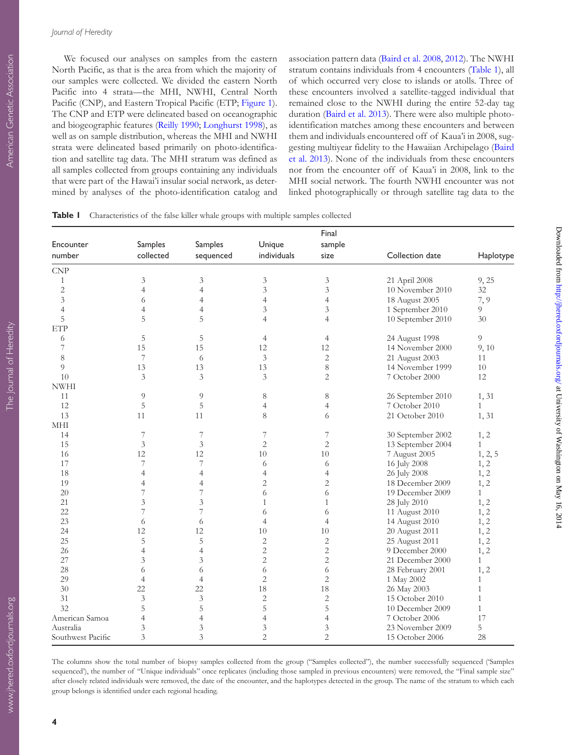We focused our analyses on samples from the eastern North Pacific, as that is the area from which the majority of our samples were collected. We divided the eastern North Pacific into 4 strata—the MHI, NWHI, Central North Pacific (CNP), and Eastern Tropical Pacific (ETP; Figure 1). The CNP and ETP were delineated based on oceanographic and biogeographic features (Reilly 1990; Longhurst 1998), as well as on sample distribution, whereas the MHI and NWHI strata were delineated based primarily on photo-identification and satellite tag data. The MHI stratum was defined as all samples collected from groups containing any individuals that were part of the Hawai'i insular social network, as determined by analyses of the photo-identification catalog and association pattern data (Baird et al. 2008, 2012). The NWHI stratum contains individuals from 4 encounters (Table 1), all of which occurred very close to islands or atolls. Three of these encounters involved a satellite-tagged individual that remained close to the NWHI during the entire 52-day tag duration (Baird et al. 2013). There were also multiple photo-identification matches among these encounters and between them and individuals encountered off of Kaua'i in 2008, suggesting multiyear fidelity to the Hawaiian Archipelago (Baird et al. 2013). None of the individuals from these encounters nor from the encounter off of Kaua'i in 2008, link to the MHI social network. The fourth NWHI encounter was not linked photographically or through satellite tag data to the

**Table 1** Characteristics of the false killer whale groups with multiple samples collected

| Encounter number | Samples collected | Samples sequenced | Unique individuals | Final sample size | Collection date | Haplotype |
|---|---|---|---|---|---|---|
| CNP | | | | | | |
| 1 | 3 | 3 | 3 | 3 | 21 April 2008 | 9, 25 |
| 2 | 4 | 4 | 3 | 3 | 10 November 2010 | 32 |
| 3 | 6 | 4 | 4 | 4 | 18 August 2005 | 7, 9 |
| 4 | 4 | 4 | 3 | 3 | 1 September 2010 | 9 |
| 5 | 5 | 5 | 4 | 4 | 10 September 2010 | 30 |
| ETP | | | | | | |
| 6 | 5 | 5 | 4 | 4 | 24 August 1998 | 9 |
| 7 | 15 | 15 | 12 | 12 | 14 November 2000 | 9, 10 |
| 8 | 7 | 6 | 3 | 2 | 21 August 2003 | 11 |
| 9 | 13 | 13 | 13 | 8 | 14 November 1999 | 10 |
| 10 | 3 | 3 | 3 | 2 | 7 October 2000 | 12 |
| NWHI | | | | | | |
| 11 | 9 | 9 | 8 | 8 | 26 September 2010 | 1, 31 |
| 12 | 5 | 5 | 4 | 4 | 7 October 2010 | 1 |
| 13 | 11 | 11 | 8 | 6 | 21 October 2010 | 1, 31 |
| MHI | | | | | | |
| 14 | 7 | 7 | 7 | 7 | 30 September 2002 | 1, 2 |
| 15 | 3 | 3 | 2 | 2 | 13 September 2004 | 1 |
| 16 | 12 | 12 | 10 | 10 | 7 August 2005 | 1, 2, 5 |
| 17 | 7 | 7 | 6 | 6 | 16 July 2008 | 1, 2 |
| 18 | 4 | 4 | 4 | 4 | 26 July 2008 | 1, 2 |
| 19 | 4 | 4 | 2 | 2 | 18 December 2009 | 1, 2 |
| 20 | 7 | 7 | 6 | 6 | 19 December 2009 | 1 |
| 21 | 3 | 3 | 1 | 1 | 28 July 2010 | 1, 2 |
| 22 | 7 | 7 | 6 | 6 | 11 August 2010 | 1, 2 |
| 23 | 6 | 6 | 4 | 4 | 14 August 2010 | 1, 2 |
| 24 | 12 | 12 | 10 | 10 | 20 August 2011 | 1, 2 |
| 25 | 5 | 5 | 2 | 2 | 25 August 2011 | 1, 2 |
| 26 | 4 | 4 | 2 | 2 | 9 December 2000 | 1, 2 |
| 27 | 3 | 3 | 2 | 2 | 21 December 2000 | 1 |
| 28 | 6 | 6 | 6 | 6 | 28 February 2001 | 1, 2 |
| 29 | 4 | 4 | 2 | 2 | 1 May 2002 | 1 |
| 30 | 22 | 22 | 18 | 18 | 26 May 2003 | 1 |
| 31 | 3 | 3 | 2 | 2 | 15 October 2010 | 1 |
| 32 | 5 | 5 | 5 | 5 | 10 December 2009 | 1 |
| American Samoa | 4 | 4 | 4 | 4 | 7 October 2006 | 17 |
| Australia | 3 | 3 | 3 | 3 | 23 November 2009 | 5 |
| Southwest Pacific | 3 | 3 | 2 | 2 | 15 October 2006 | 28 |

The columns show the total number of biopsy samples collected from the group ("Samples collected"), the number successfully sequenced ('Samples sequenced'), the number of "Unique individuals" once replicates (including those sampled in previous encounters) were removed, the "Final sample size" after closely related individuals were removed, the date of the encounter, and the haplotypes detected in the group. The name of the stratum to which each group belongs is identified under each regional heading.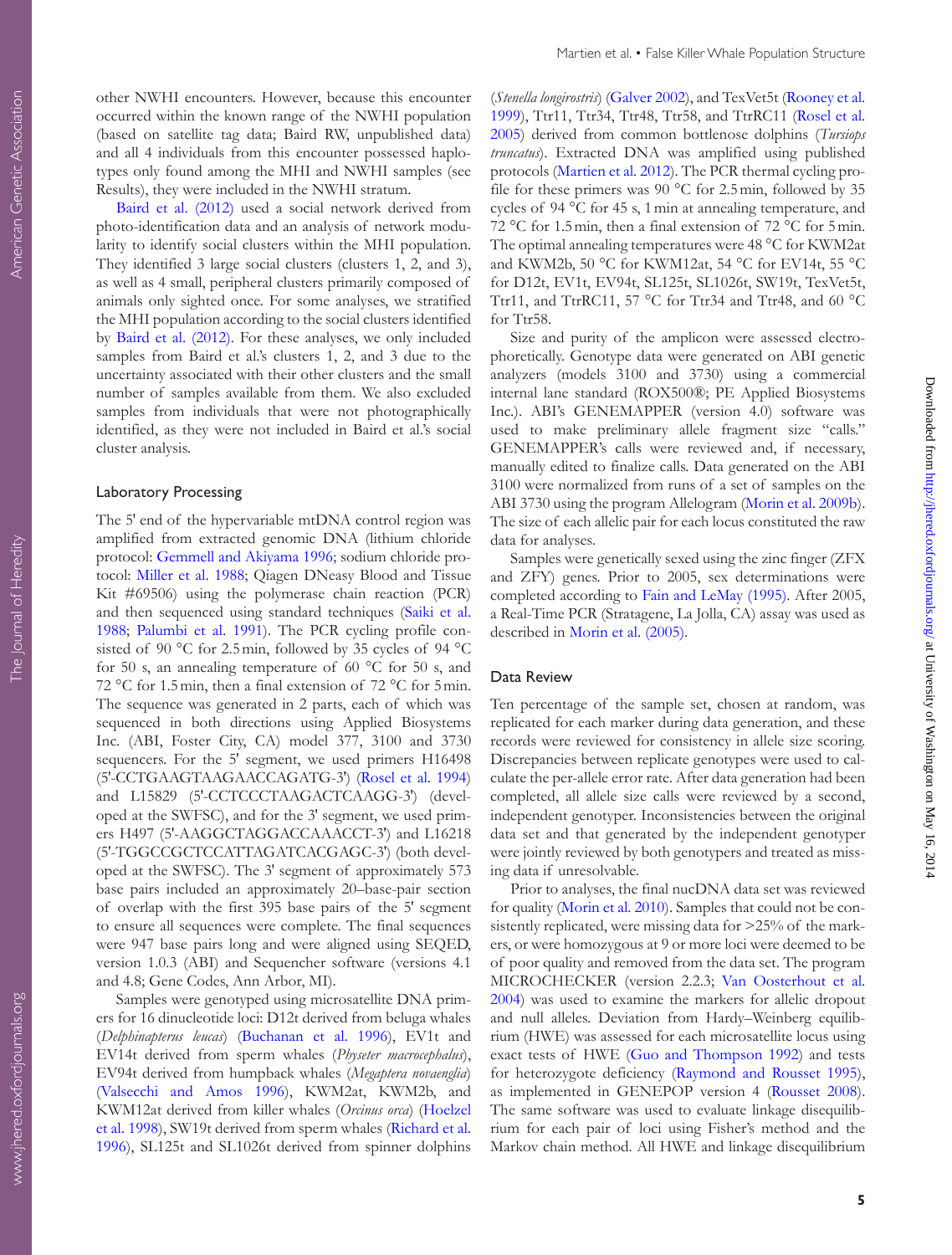other NWHI encounters. However, because this encounter occurred within the known range of the NWHI population (based on satellite tag data; Baird RW, unpublished data) and all 4 individuals from this encounter possessed haplotypes only found among the MHI and NWHI samples (see Results), they were included in the NWHI stratum.

Baird et al. (2012) used a social network derived from photo-identification data and an analysis of network modularity to identify social clusters within the MHI population. They identified 3 large social clusters (clusters 1, 2, and 3), as well as 4 small, peripheral clusters primarily composed of animals only sighted once. For some analyses, we stratified the MHI population according to the social clusters identified by Baird et al. (2012). For these analyses, we only included samples from Baird et al.'s clusters 1, 2, and 3 due to the uncertainty associated with their other clusters and the small number of samples available from them. We also excluded samples from individuals that were not photographically identified, as they were not included in Baird et al.'s social cluster analysis.

### Laboratory Processing

The 5′ end of the hypervariable mtDNA control region was amplified from extracted genomic DNA (lithium chloride protocol: Gemmell and Akiyama 1996; sodium chloride protocol: Miller et al. 1988; Qiagen DNeasy Blood and Tissue Kit #69506) using the polymerase chain reaction (PCR) and then sequenced using standard techniques (Saiki et al. 1988; Palumbi et al. 1991). The PCR cycling profile consisted of 90 °C for 2.5 min, followed by 35 cycles of 94 °C for 50 s, an annealing temperature of 60 °C for 50 s, and 72 °C for 1.5 min, then a final extension of 72 °C for 5 min. The sequence was generated in 2 parts, each of which was sequenced in both directions using Applied Biosystems Inc. (ABI, Foster City, CA) model 377, 3100 and 3730 sequencers. For the 5′ segment, we used primers H16498 (5′-CCTGAAGTAAGAACCAGATG-3′) (Rosel et al. 1994) and L15829 (5′-CCTCCCTAAGACTCAAGG-3′) (developed at the SWFSC), and for the 3′ segment, we used primers H497 (5′-AAGGCTAGGACCAAACCT-3′) and L16218 (5′-TGGCCGCTCCATTAGATCACGAGC-3′) (both developed at the SWFSC). The 3′ segment of approximately 573 base pairs included an approximately 20–base-pair section of overlap with the first 395 base pairs of the 5′ segment to ensure all sequences were complete. The final sequences were 947 base pairs long and were aligned using SEQED, version 1.0.3 (ABI) and Sequencher software (versions 4.1 and 4.8; Gene Codes, Ann Arbor, MI).

Samples were genotyped using microsatellite DNA primers for 16 dinucleotide loci: D12t derived from beluga whales (*Delphinapterus leucas*) (Buchanan et al. 1996), EV1t and EV14t derived from sperm whales (*Physeter macrocephalus*), EV94t derived from humpback whales (*Megaptera novaenglia*) (Valsecchi and Amos 1996), KWM2at, KWM2b, and KWM12at derived from killer whales (*Orcinus orca*) (Hoelzel et al. 1998), SW19t derived from sperm whales (Richard et al. 1996), SL125t and SL1026t derived from spinner dolphins (*Stenella longirostris*) (Galver 2002), and TexVet5t (Rooney et al. 1999), Ttr11, Ttr34, Ttr48, Ttr58, and TtrRC11 (Rosel et al. 2005) derived from common bottlenose dolphins (*Tursiops truncatus*). Extracted DNA was amplified using published protocols (Martien et al. 2012). The PCR thermal cycling profile for these primers was 90 °C for 2.5 min, followed by 35 cycles of 94 °C for 45 s, 1 min at annealing temperature, and 72 °C for 1.5 min, then a final extension of 72 °C for 5 min. The optimal annealing temperatures were 48 °C for KWM2at and KWM2b, 50 °C for KWM12at, 54 °C for EV14t, 55 °C for D12t, EV1t, EV94t, SL125t, SL1026t, SW19t, TexVet5t, Ttr11, and TtrRC11, 57 °C for Ttr34 and Ttr48, and 60 °C for Ttr58.

Size and purity of the amplicon were assessed electrophoretically. Genotype data were generated on ABI genetic analyzers (models 3100 and 3730) using a commercial internal lane standard (ROX500®; PE Applied Biosystems Inc.). ABI's GENEMAPPER (version 4.0) software was used to make preliminary allele fragment size "calls." GENEMAPPER's calls were reviewed and, if necessary, manually edited to finalize calls. Data generated on the ABI 3100 were normalized from runs of a set of samples on the ABI 3730 using the program Allelogram (Morin et al. 2009b). The size of each allelic pair for each locus constituted the raw data for analyses.

Samples were genetically sexed using the zinc finger (ZFX and ZFY) genes. Prior to 2005, sex determinations were completed according to Fain and LeMay (1995). After 2005, a Real-Time PCR (Stratagene, La Jolla, CA) assay was used as described in Morin et al. (2005).

### Data Review

Ten percentage of the sample set, chosen at random, was replicated for each marker during data generation, and these records were reviewed for consistency in allele size scoring. Discrepancies between replicate genotypes were used to calculate the per-allele error rate. After data generation had been completed, all allele size calls were reviewed by a second, independent genotyper. Inconsistencies between the original data set and that generated by the independent genotyper were jointly reviewed by both genotypers and treated as missing data if unresolvable.

Prior to analyses, the final nucDNA data set was reviewed for quality (Morin et al. 2010). Samples that could not be consistently replicated, were missing data for >25% of the markers, or were homozygous at 9 or more loci were deemed to be of poor quality and removed from the data set. The program MICROCHECKER (version 2.2.3; Van Oosterhout et al. 2004) was used to examine the markers for allelic dropout and null alleles. Deviation from Hardy–Weinberg equilibrium (HWE) was assessed for each microsatellite locus using exact tests of HWE (Guo and Thompson 1992) and tests for heterozygote deficiency (Raymond and Rousset 1995), as implemented in GENEPOP version 4 (Rousset 2008). The same software was used to evaluate linkage disequilibrium for each pair of loci using Fisher's method and the Markov chain method. All HWE and linkage disequilibrium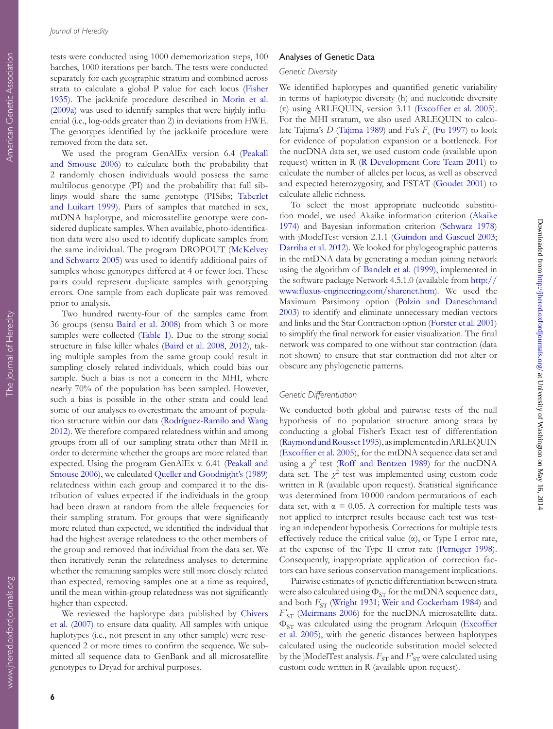tests were conducted using 1000 dememorization steps, 100 batches, 1000 iterations per batch. The tests were conducted separately for each geographic stratum and combined across strata to calculate a global P value for each locus (Fisher 1935). The jackknife procedure described in Morin et al. (2009a) was used to identify samples that were highly influential (i.e., log-odds greater than 2) in deviations from HWE. The genotypes identified by the jackknife procedure were removed from the data set.

We used the program GenAlEx version 6.4 (Peakall and Smouse 2006) to calculate both the probability that 2 randomly chosen individuals would possess the same multilocus genotype (PI) and the probability that full siblings would share the same genotype (PISibs; Taberlet and Luikart 1999). Pairs of samples that matched in sex, mtDNA haplotype, and microsatellite genotype were considered duplicate samples. When available, photo-identification data were also used to identify duplicate samples from the same individual. The program DROPOUT (McKelvey and Schwartz 2005) was used to identify additional pairs of samples whose genotypes differed at 4 or fewer loci. These pairs could represent duplicate samples with genotyping errors. One sample from each duplicate pair was removed prior to analysis.

Two hundred twenty-four of the samples came from 36 groups (sensu Baird et al. 2008) from which 3 or more samples were collected (Table 1). Due to the strong social structure in false killer whales (Baird et al. 2008, 2012), taking multiple samples from the same group could result in sampling closely related individuals, which could bias our sample. Such a bias is not a concern in the MHI, where nearly 70% of the population has been sampled. However, such a bias is possible in the other strata and could lead some of our analyses to overestimate the amount of population structure within our data (Rodríguez-Ramilo and Wang 2012). We therefore compared relatedness within and among groups from all of our sampling strata other than MHI in order to determine whether the groups are more related than expected. Using the program GenAlEx v. 6.41 (Peakall and Smouse 2006), we calculated Queller and Goodnight's (1989) relatedness within each group and compared it to the distribution of values expected if the individuals in the group had been drawn at random from the allele frequencies for their sampling stratum. For groups that were significantly more related than expected, we identified the individual that had the highest average relatedness to the other members of the group and removed that individual from the data set. We then iteratively reran the relatedness analyses to determine whether the remaining samples were still more closely related than expected, removing samples one at a time as required, until the mean within-group relatedness was not significantly higher than expected.

We reviewed the haplotype data published by Chivers et al. (2007) to ensure data quality. All samples with unique haplotypes (i.e., not present in any other sample) were resequenced 2 or more times to confirm the sequence. We submitted all sequence data to GenBank and all microsatellite genotypes to Dryad for archival purposes.

## Analyses of Genetic Data

### Genetic Diversity

We identified haplotypes and quantified genetic variability in terms of haplotypic diversity (h) and nucleotide diversity ($\pi$) using ARLEQUIN, version 3.11 (Excoffier et al. 2005). For the MHI stratum, we also used ARLEQUIN to calculate Tajima's $D$ (Tajima 1989) and Fu's $F_s$ (Fu 1997) to look for evidence of population expansion or a bottleneck. For the nucDNA data set, we used custom code (available upon request) written in R (R Development Core Team 2011) to calculate the number of alleles per locus, as well as observed and expected heterozygosity, and FSTAT (Goudet 2001) to calculate allelic richness.

To select the most appropriate nucleotide substitution model, we used Akaike information criterion (Akaike 1974) and Bayesian information criterion (Schwarz 1978) with jModelTest version 2.1.1 (Guindon and Gascuel 2003; Darriba et al. 2012). We looked for phylogeographic patterns in the mtDNA data by generating a median joining network using the algorithm of Bandelt et al. (1999), implemented in the software package Network 4.5.1.0 (available from http://www.fluxus-engineering.com/sharenet.htm). We used the Maximum Parsimony option (Polzin and Daneschmand 2003) to identify and eliminate unnecessary median vectors and links and the Star Contraction option (Forster et al. 2001) to simplify the final network for easier visualization. The final network was compared to one without star contraction (data not shown) to ensure that star contraction did not alter or obscure any phylogenetic patterns.

### Genetic Differentiation

We conducted both global and pairwise tests of the null hypothesis of no population structure among strata by conducting a global Fisher's Exact test of differentiation (Raymond and Rousset 1995), as implemented in ARLEQUIN (Excoffier et al. 2005), for the mtDNA sequence data set and using a $\chi^2$ test (Roff and Bentzen 1989) for the nucDNA data set. The $\chi^2$ test was implemented using custom code written in R (available upon request). Statistical significance was determined from 10 000 random permutations of each data set, with $\alpha = 0.05$. A correction for multiple tests was not applied to interpret results because each test was testing an independent hypothesis. Corrections for multiple tests effectively reduce the critical value ($\alpha$), or Type I error rate, at the expense of the Type II error rate (Perneger 1998). Consequently, inappropriate application of correction factors can have serious conservation management implications.

Pairwise estimates of genetic differentiation between strata were also calculated using $\Phi_{ST}$ for the mtDNA sequence data, and both $F_{ST}$ (Wright 1931; Weir and Cockerham 1984) and $F'_{ST}$ (Meirmans 2006) for the nucDNA microsatellite data. $\Phi_{ST}$ was calculated using the program Arlequin (Excoffier et al. 2005), with the genetic distances between haplotypes calculated using the nucleotide substitution model selected by the jModelTest analysis. $F_{ST}$ and $F'_{ST}$ were calculated using custom code written in R (available upon request).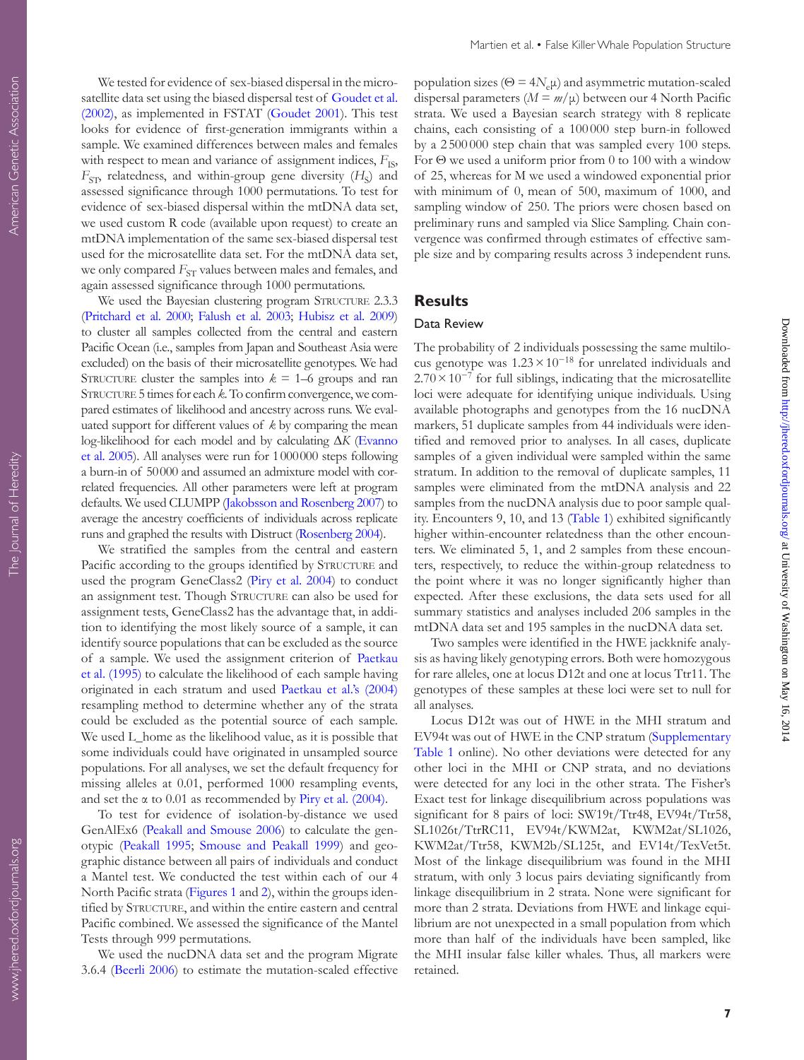We tested for evidence of sex-biased dispersal in the microsatellite data set using the biased dispersal test of Goudet et al. (2002), as implemented in FSTAT (Goudet 2001). This test looks for evidence of first-generation immigrants within a sample. We examined differences between males and females with respect to mean and variance of assignment indices, $F_{IS}$, $F_{ST}$, relatedness, and within-group gene diversity ($H_S$) and assessed significance through 1000 permutations. To test for evidence of sex-biased dispersal within the mtDNA data set, we used custom R code (available upon request) to create an mtDNA implementation of the same sex-biased dispersal test used for the microsatellite data set. For the mtDNA data set, we only compared $F_{ST}$ values between males and females, and again assessed significance through 1000 permutations.

We used the Bayesian clustering program STRUCTURE 2.3.3 (Pritchard et al. 2000; Falush et al. 2003; Hubisz et al. 2009) to cluster all samples collected from the central and eastern Pacific Ocean (i.e., samples from Japan and Southeast Asia were excluded) on the basis of their microsatellite genotypes. We had STRUCTURE cluster the samples into $k$ = 1–6 groups and ran STRUCTURE 5 times for each $k$. To confirm convergence, we compared estimates of likelihood and ancestry across runs. We evaluated support for different values of $k$ by comparing the mean log-likelihood for each model and by calculating $\Delta K$ (Evanno et al. 2005). All analyses were run for 1 000 000 steps following a burn-in of 50 000 and assumed an admixture model with correlated frequencies. All other parameters were left at program defaults. We used CLUMPP (Jakobsson and Rosenberg 2007) to average the ancestry coefficients of individuals across replicate runs and graphed the results with Distruct (Rosenberg 2004).

We stratified the samples from the central and eastern Pacific according to the groups identified by STRUCTURE and used the program GeneClass2 (Piry et al. 2004) to conduct an assignment test. Though STRUCTURE can also be used for assignment tests, GeneClass2 has the advantage that, in addition to identifying the most likely source of a sample, it can identify source populations that can be excluded as the source of a sample. We used the assignment criterion of Paetkau et al. (1995) to calculate the likelihood of each sample having originated in each stratum and used Paetkau et al.'s (2004) resampling method to determine whether any of the strata could be excluded as the potential source of each sample. We used L_home as the likelihood value, as it is possible that some individuals could have originated in unsampled source populations. For all analyses, we set the default frequency for missing alleles at 0.01, performed 1000 resampling events, and set the α to 0.01 as recommended by Piry et al. (2004).

To test for evidence of isolation-by-distance we used GenAlEx6 (Peakall and Smouse 2006) to calculate the genotypic (Peakall 1995; Smouse and Peakall 1999) and geographic distance between all pairs of individuals and conduct a Mantel test. We conducted the test within each of our 4 North Pacific strata (Figures 1 and 2), within the groups identified by STRUCTURE, and within the entire eastern and central Pacific combined. We assessed the significance of the Mantel Tests through 999 permutations.

We used the nucDNA data set and the program Migrate 3.6.4 (Beerli 2006) to estimate the mutation-scaled effective population sizes ($\Theta = 4N_e\mu$) and asymmetric mutation-scaled dispersal parameters ($M = m/\mu$) between our 4 North Pacific strata. We used a Bayesian search strategy with 8 replicate chains, each consisting of a 100 000 step burn-in followed by a 2 500 000 step chain that was sampled every 100 steps. For Θ we used a uniform prior from 0 to 100 with a window of 25, whereas for M we used a windowed exponential prior with minimum of 0, mean of 500, maximum of 1000, and sampling window of 250. The priors were chosen based on preliminary runs and sampled via Slice Sampling. Chain convergence was confirmed through estimates of effective sample size and by comparing results across 3 independent runs.

## Results

### Data Review

The probability of 2 individuals possessing the same multilocus genotype was $1.23 \times 10^{-18}$ for unrelated individuals and $2.70 \times 10^{-7}$ for full siblings, indicating that the microsatellite loci were adequate for identifying unique individuals. Using available photographs and genotypes from the 16 nucDNA markers, 51 duplicate samples from 44 individuals were identified and removed prior to analyses. In all cases, duplicate samples of a given individual were sampled within the same stratum. In addition to the removal of duplicate samples, 11 samples were eliminated from the mtDNA analysis and 22 samples from the nucDNA analysis due to poor sample quality. Encounters 9, 10, and 13 (Table 1) exhibited significantly higher within-encounter relatedness than the other encounters. We eliminated 5, 1, and 2 samples from these encounters, respectively, to reduce the within-group relatedness to the point where it was no longer significantly higher than expected. After these exclusions, the data sets used for all summary statistics and analyses included 206 samples in the mtDNA data set and 195 samples in the nucDNA data set.

Two samples were identified in the HWE jackknife analysis as having likely genotyping errors. Both were homozygous for rare alleles, one at locus D12t and one at locus Ttr11. The genotypes of these samples at these loci were set to null for all analyses.

Locus D12t was out of HWE in the MHI stratum and EV94t was out of HWE in the CNP stratum (Supplementary Table 1 online). No other deviations were detected for any other loci in the MHI or CNP strata, and no deviations were detected for any loci in the other strata. The Fisher's Exact test for linkage disequilibrium across populations was significant for 8 pairs of loci: SW19t/Ttr48, EV94t/Ttr58, SL1026t/TtrRC11, EV94t/KWM2at, KWM2at/SL1026, KWM2at/Ttr58, KWM2b/SL125t, and EV14t/TexVet5t. Most of the linkage disequilibrium was found in the MHI stratum, with only 3 locus pairs deviating significantly from linkage disequilibrium in 2 strata. None were significant for more than 2 strata. Deviations from HWE and linkage equilibrium are not unexpected in a small population from which more than half of the individuals have been sampled, like the MHI insular false killer whales. Thus, all markers were retained.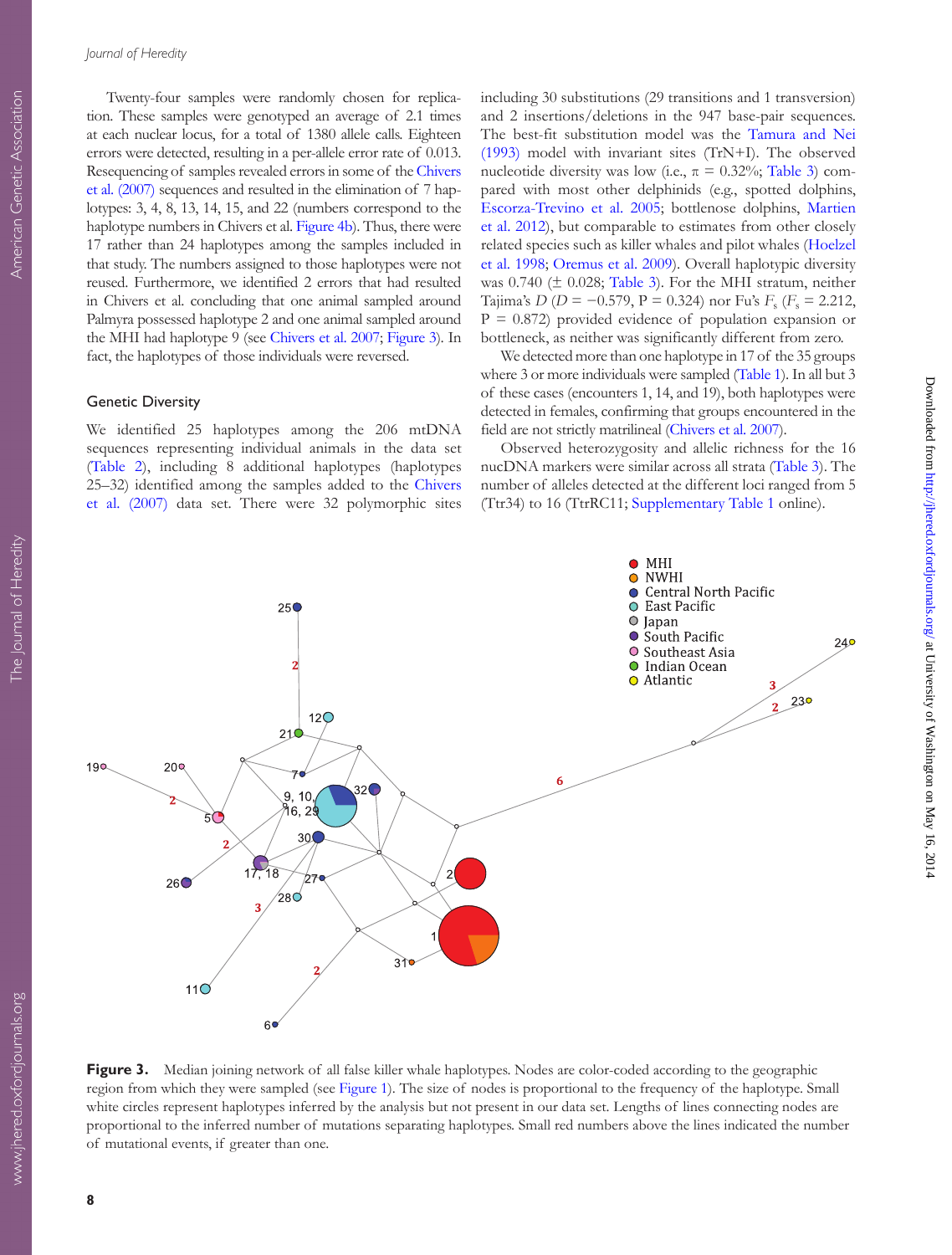Twenty-four samples were randomly chosen for replication. These samples were genotyped an average of 2.1 times at each nuclear locus, for a total of 1380 allele calls. Eighteen errors were detected, resulting in a per-allele error rate of 0.013. Resequencing of samples revealed errors in some of the Chivers et al. (2007) sequences and resulted in the elimination of 7 haplotypes: 3, 4, 8, 13, 14, 15, and 22 (numbers correspond to the haplotype numbers in Chivers et al. Figure 4b). Thus, there were 17 rather than 24 haplotypes among the samples included in that study. The numbers assigned to those haplotypes were not reused. Furthermore, we identified 2 errors that had resulted in Chivers et al. concluding that one animal sampled around Palmyra possessed haplotype 2 and one animal sampled around the MHI had haplotype 9 (see Chivers et al. 2007; Figure 3). In fact, the haplotypes of those individuals were reversed.

## Genetic Diversity

We identified 25 haplotypes among the 206 mtDNA sequences representing individual animals in the data set (Table 2), including 8 additional haplotypes (haplotypes 25–32) identified among the samples added to the Chivers et al. (2007) data set. There were 32 polymorphic sites including 30 substitutions (29 transitions and 1 transversion) and 2 insertions/deletions in the 947 base-pair sequences. The best-fit substitution model was the Tamura and Nei (1993) model with invariant sites (TrN+I). The observed nucleotide diversity was low (i.e., $\pi$ = 0.32%; Table 3) compared with most other delphinids (e.g., spotted dolphins, Escorza-Trevino et al. 2005; bottlenose dolphins, Martien et al. 2012), but comparable to estimates from other closely related species such as killer whales and pilot whales (Hoelzel et al. 1998; Oremus et al. 2009). Overall haplotypic diversity was 0.740 (± 0.028; Table 3). For the MHI stratum, neither Tajima's $D$ ($D$ = −0.579, P = 0.324) nor Fu's $F_s$ ($F_s$ = 2.212, P = 0.872) provided evidence of population expansion or bottleneck, as neither was significantly different from zero.

We detected more than one haplotype in 17 of the 35 groups where 3 or more individuals were sampled (Table 1). In all but 3 of these cases (encounters 1, 14, and 19), both haplotypes were detected in females, confirming that groups encountered in the field are not strictly matrilineal (Chivers et al. 2007).

Observed heterozygosity and allelic richness for the 16 nucDNA markers were similar across all strata (Table 3). The number of alleles detected at the different loci ranged from 5 (Ttr34) to 16 (TtrRC11; Supplementary Table 1 online).

**Figure 3.** Median joining network of all false killer whale haplotypes. Nodes are color-coded according to the geographic region from which they were sampled (see Figure 1). The size of nodes is proportional to the frequency of the haplotype. Small white circles represent haplotypes inferred by the analysis but not present in our data set. Lengths of lines connecting nodes are proportional to the inferred number of mutations separating haplotypes. Small red numbers above the lines indicated the number of mutational events, if greater than one.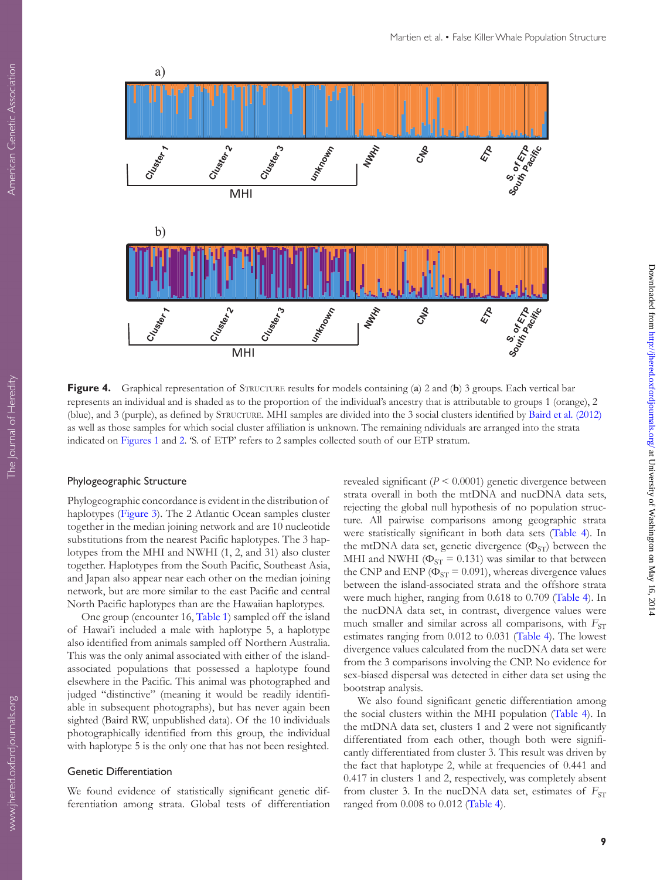**Figure 4.** Graphical representation of STRUCTURE results for models containing (**a**) 2 and (**b**) 3 groups. Each vertical bar represents an individual and is shaded as to the proportion of the individual's ancestry that is attributable to groups 1 (orange), 2 (blue), and 3 (purple), as defined by STRUCTURE. MHI samples are divided into the 3 social clusters identified by Baird et al. (2012) as well as those samples for which social cluster affiliation is unknown. The remaining ndividuals are arranged into the strata indicated on Figures 1 and 2. 'S. of ETP' refers to 2 samples collected south of our ETP stratum.

## Phylogeographic Structure

Phylogeographic concordance is evident in the distribution of haplotypes (Figure 3). The 2 Atlantic Ocean samples cluster together in the median joining network and are 10 nucleotide substitutions from the nearest Pacific haplotypes. The 3 haplotypes from the MHI and NWHI (1, 2, and 31) also cluster together. Haplotypes from the South Pacific, Southeast Asia, and Japan also appear near each other on the median joining network, but are more similar to the east Pacific and central North Pacific haplotypes than are the Hawaiian haplotypes.

One group (encounter 16, Table 1) sampled off the island of Hawai'i included a male with haplotype 5, a haplotype also identified from animals sampled off Northern Australia. This was the only animal associated with either of the island-associated populations that possessed a haplotype found elsewhere in the Pacific. This animal was photographed and judged "distinctive" (meaning it would be readily identifiable in subsequent photographs), but has never again been sighted (Baird RW, unpublished data). Of the 10 individuals photographically identified from this group, the individual with haplotype 5 is the only one that has not been resighted.

## Genetic Differentiation

We found evidence of statistically significant genetic differentiation among strata. Global tests of differentiation revealed significant ($P < 0.0001$) genetic divergence between strata overall in both the mtDNA and nucDNA data sets, rejecting the global null hypothesis of no population structure. All pairwise comparisons among geographic strata were statistically significant in both data sets (Table 4). In the mtDNA data set, genetic divergence ($\Phi_{ST}$) between the MHI and NWHI ($\Phi_{ST} = 0.131$) was similar to that between the CNP and ENP ($\Phi_{ST} = 0.091$), whereas divergence values between the island-associated strata and the offshore strata were much higher, ranging from 0.618 to 0.709 (Table 4). In the nucDNA data set, in contrast, divergence values were much smaller and similar across all comparisons, with $F_{ST}$ estimates ranging from 0.012 to 0.031 (Table 4). The lowest divergence values calculated from the nucDNA data set were from the 3 comparisons involving the CNP. No evidence for sex-biased dispersal was detected in either data set using the bootstrap analysis.

We also found significant genetic differentiation among the social clusters within the MHI population (Table 4). In the mtDNA data set, clusters 1 and 2 were not significantly differentiated from each other, though both were significantly differentiated from cluster 3. This result was driven by the fact that haplotype 2, while at frequencies of 0.441 and 0.417 in clusters 1 and 2, respectively, was completely absent from cluster 3. In the nucDNA data set, estimates of $F_{ST}$ ranged from 0.008 to 0.012 (Table 4).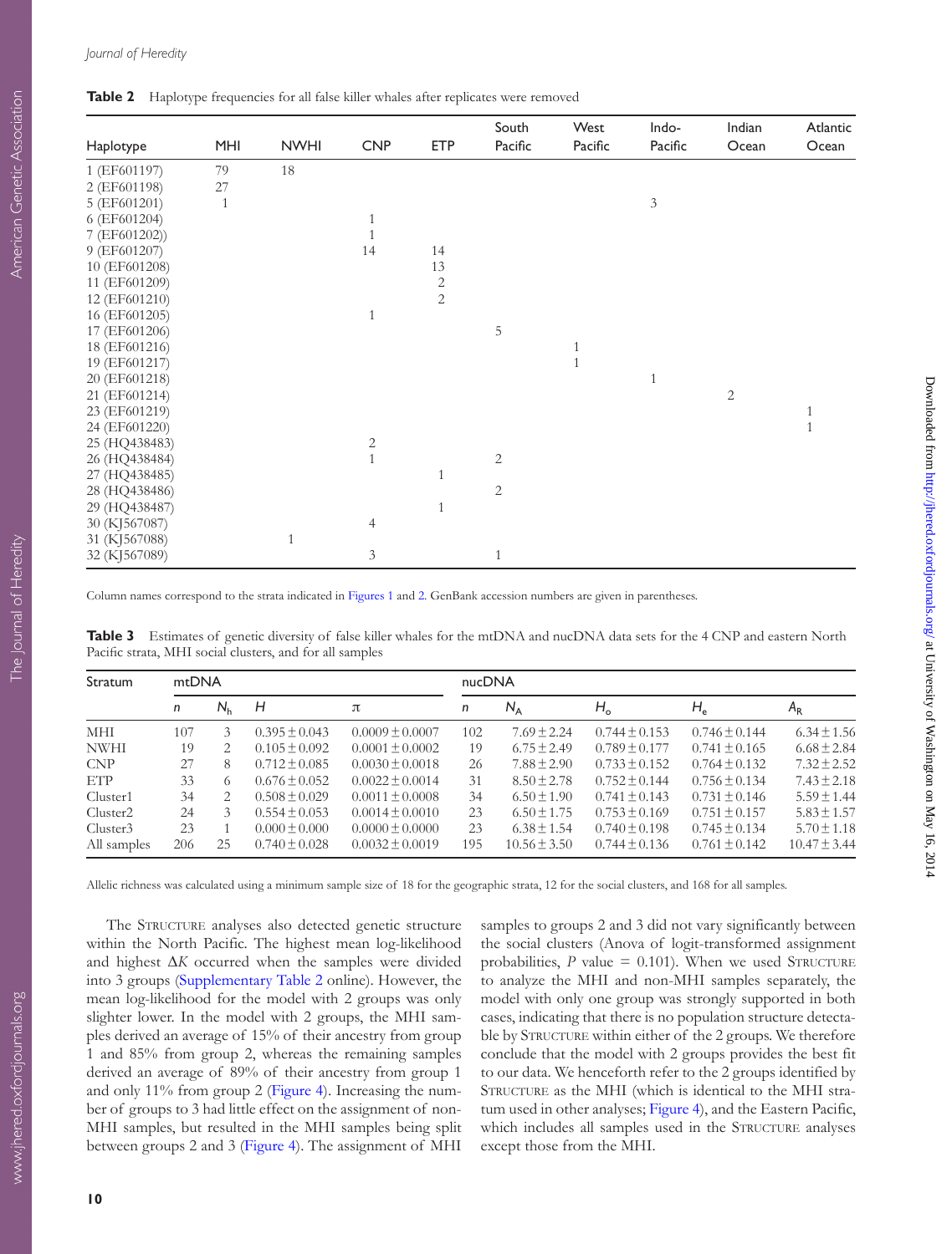**Table 2** Haplotype frequencies for all false killer whales after replicates were removed

| Haplotype | MHI | NWHI | CNP | ETP | South Pacific | West Pacific | Indo-Pacific | Indian Ocean | Atlantic Ocean |
|---|---|---|---|---|---|---|---|---|---|
| 1 (EF601197) | 79 | 18 | | | | | | | |
| 2 (EF601198) | 27 | | | | | | | | |
| 5 (EF601201) | 1 | | | | | | 3 | | |
| 6 (EF601204) | | | 1 | | | | | | |
| 7 (EF601202)) | | | 1 | | | | | | |
| 9 (EF601207) | | | 14 | 14 | | | | | |
| 10 (EF601208) | | | | 13 | | | | | |
| 11 (EF601209) | | | | 2 | | | | | |
| 12 (EF601210) | | | | 2 | | | | | |
| 16 (EF601205) | | | 1 | | | | | | |
| 17 (EF601206) | | | | | 5 | | | | |
| 18 (EF601216) | | | | | | 1 | | | |
| 19 (EF601217) | | | | | | 1 | | | |
| 20 (EF601218) | | | | | | | 1 | | |
| 21 (EF601214) | | | | | | | | 2 | |
| 23 (EF601219) | | | | | | | | | 1 |
| 24 (EF601220) | | | | | | | | | 1 |
| 25 (HQ438483) | | | 2 | | | | | | |
| 26 (HQ438484) | | | 1 | | 2 | | | | |
| 27 (HQ438485) | | | | 1 | | | | | |
| 28 (HQ438486) | | | | | 2 | | | | |
| 29 (HQ438487) | | | | 1 | | | | | |
| 30 (KJ567087) | | | 4 | | | | | | |
| 31 (KJ567088) | | 1 | | | | | | | |
| 32 (KJ567089) | | | 3 | | 1 | | | | |

Column names correspond to the strata indicated in Figures 1 and 2. GenBank accession numbers are given in parentheses.

**Table 3** Estimates of genetic diversity of false killer whales for the mtDNA and nucDNA data sets for the 4 CNP and eastern North Pacific strata, MHI social clusters, and for all samples

| Stratum | mtDNA | | | | nucDNA | | | | |
|---|---|---|---|---|---|---|---|---|---|
| | $n$ | $N_h$ | $H$ | $\pi$ | $n$ | $N_A$ | $H_o$ | $H_e$ | $A_R$ |
| MHI | 107 | 3 | 0.395 ± 0.043 | 0.0009 ± 0.0007 | 102 | 7.69 ± 2.24 | 0.744 ± 0.153 | 0.746 ± 0.144 | 6.34 ± 1.56 |
| NWHI | 19 | 2 | 0.105 ± 0.092 | 0.0001 ± 0.0002 | 19 | 6.75 ± 2.49 | 0.789 ± 0.177 | 0.741 ± 0.165 | 6.68 ± 2.84 |
| CNP | 27 | 8 | 0.712 ± 0.085 | 0.0030 ± 0.0018 | 26 | 7.88 ± 2.90 | 0.733 ± 0.152 | 0.764 ± 0.132 | 7.32 ± 2.52 |
| ETP | 33 | 6 | 0.676 ± 0.052 | 0.0022 ± 0.0014 | 31 | 8.50 ± 2.78 | 0.752 ± 0.144 | 0.756 ± 0.134 | 7.43 ± 2.18 |
| Cluster1 | 34 | 2 | 0.508 ± 0.029 | 0.0011 ± 0.0008 | 34 | 6.50 ± 1.90 | 0.741 ± 0.143 | 0.731 ± 0.146 | 5.59 ± 1.44 |
| Cluster2 | 24 | 3 | 0.554 ± 0.053 | 0.0014 ± 0.0010 | 23 | 6.50 ± 1.75 | 0.753 ± 0.169 | 0.751 ± 0.157 | 5.83 ± 1.57 |
| Cluster3 | 23 | 1 | 0.000 ± 0.000 | 0.0000 ± 0.0000 | 23 | 6.38 ± 1.54 | 0.740 ± 0.198 | 0.745 ± 0.134 | 5.70 ± 1.18 |
| All samples | 206 | 25 | 0.740 ± 0.028 | 0.0032 ± 0.0019 | 195 | 10.56 ± 3.50 | 0.744 ± 0.136 | 0.761 ± 0.142 | 10.47 ± 3.44 |

Allelic richness was calculated using a minimum sample size of 18 for the geographic strata, 12 for the social clusters, and 168 for all samples.

The STRUCTURE analyses also detected genetic structure within the North Pacific. The highest mean log-likelihood and highest $\Delta K$ occurred when the samples were divided into 3 groups (Supplementary Table 2 online). However, the mean log-likelihood for the model with 2 groups was only slighter lower. In the model with 2 groups, the MHI samples derived an average of 15% of their ancestry from group 1 and 85% from group 2, whereas the remaining samples derived an average of 89% of their ancestry from group 1 and only 11% from group 2 (Figure 4). Increasing the number of groups to 3 had little effect on the assignment of non-MHI samples, but resulted in the MHI samples being split between groups 2 and 3 (Figure 4). The assignment of MHI samples to groups 2 and 3 did not vary significantly between the social clusters (Anova of logit-transformed assignment probabilities, $P$ value = 0.101). When we used STRUCTURE to analyze the MHI and non-MHI samples separately, the model with only one group was strongly supported in both cases, indicating that there is no population structure detectable by STRUCTURE within either of the 2 groups. We therefore conclude that the model with 2 groups provides the best fit to our data. We henceforth refer to the 2 groups identified by STRUCTURE as the MHI (which is identical to the MHI stratum used in other analyses; Figure 4), and the Eastern Pacific, which includes all samples used in the STRUCTURE analyses except those from the MHI.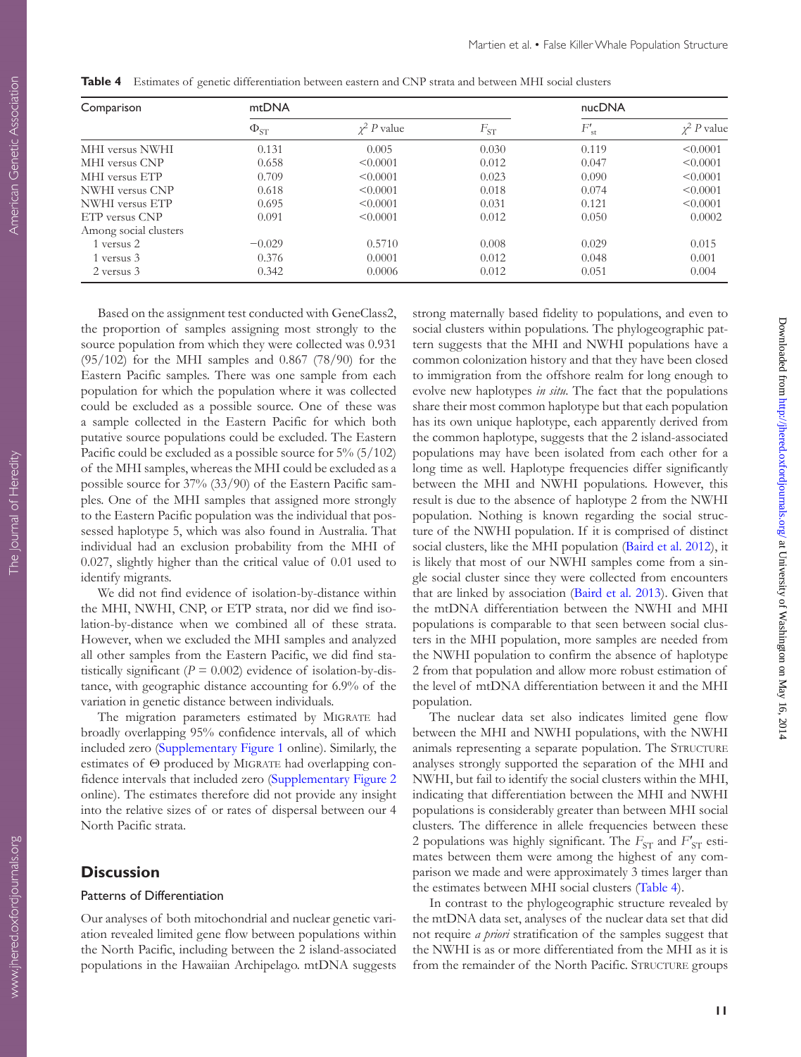**Table 4** Estimates of genetic differentiation between eastern and CNP strata and between MHI social clusters

| Comparison | mtDNA | | nucDNA | | |
|---|---|---|---|---|---|
| | $\Phi_{ST}$ | $\chi^2$ $P$ value | $F_{ST}$ | $F'_{st}$ | $\chi^2$ $P$ value |
| MHI versus NWHI | 0.131 | 0.005 | 0.030 | 0.119 | <0.0001 |
| MHI versus CNP | 0.658 | <0.0001 | 0.012 | 0.047 | <0.0001 |
| MHI versus ETP | 0.709 | <0.0001 | 0.023 | 0.090 | <0.0001 |
| NWHI versus CNP | 0.618 | <0.0001 | 0.018 | 0.074 | <0.0001 |
| NWHI versus ETP | 0.695 | <0.0001 | 0.031 | 0.121 | <0.0001 |
| ETP versus CNP | 0.091 | <0.0001 | 0.012 | 0.050 | 0.0002 |
| Among social clusters | | | | | |
| 1 versus 2 | −0.029 | 0.5710 | 0.008 | 0.029 | 0.015 |
| 1 versus 3 | 0.376 | 0.0001 | 0.012 | 0.048 | 0.001 |
| 2 versus 3 | 0.342 | 0.0006 | 0.012 | 0.051 | 0.004 |

Based on the assignment test conducted with GeneClass2, the proportion of samples assigning most strongly to the source population from which they were collected was 0.931 (95/102) for the MHI samples and 0.867 (78/90) for the Eastern Pacific samples. There was one sample from each population for which the population where it was collected could be excluded as a possible source. One of these was a sample collected in the Eastern Pacific for which both putative source populations could be excluded. The Eastern Pacific could be excluded as a possible source for 5% (5/102) of the MHI samples, whereas the MHI could be excluded as a possible source for 37% (33/90) of the Eastern Pacific samples. One of the MHI samples that assigned more strongly to the Eastern Pacific population was the individual that possessed haplotype 5, which was also found in Australia. That individual had an exclusion probability from the MHI of 0.027, slightly higher than the critical value of 0.01 used to identify migrants.

We did not find evidence of isolation-by-distance within the MHI, NWHI, CNP, or ETP strata, nor did we find isolation-by-distance when we combined all of these strata. However, when we excluded the MHI samples and analyzed all other samples from the Eastern Pacific, we did find statistically significant ($P = 0.002$) evidence of isolation-by-distance, with geographic distance accounting for 6.9% of the variation in genetic distance between individuals.

The migration parameters estimated by MIGRATE had broadly overlapping 95% confidence intervals, all of which included zero (Supplementary Figure 1 online). Similarly, the estimates of $\Theta$ produced by MIGRATE had overlapping confidence intervals that included zero (Supplementary Figure 2 online). The estimates therefore did not provide any insight into the relative sizes of or rates of dispersal between our 4 North Pacific strata.

## Discussion

### Patterns of Differentiation

Our analyses of both mitochondrial and nuclear genetic variation revealed limited gene flow between populations within the North Pacific, including between the 2 island-associated populations in the Hawaiian Archipelago. mtDNA suggests strong maternally based fidelity to populations, and even to social clusters within populations. The phylogeographic pattern suggests that the MHI and NWHI populations have a common colonization history and that they have been closed to immigration from the offshore realm for long enough to evolve new haplotypes *in situ*. The fact that the populations share their most common haplotype but that each population has its own unique haplotype, each apparently derived from the common haplotype, suggests that the 2 island-associated populations may have been isolated from each other for a long time as well. Haplotype frequencies differ significantly between the MHI and NWHI populations. However, this result is due to the absence of haplotype 2 from the NWHI population. Nothing is known regarding the social structure of the NWHI population. If it is comprised of distinct social clusters, like the MHI population (Baird et al. 2012), it is likely that most of our NWHI samples come from a single social cluster since they were collected from encounters that are linked by association (Baird et al. 2013). Given that the mtDNA differentiation between the NWHI and MHI populations is comparable to that seen between social clusters in the MHI population, more samples are needed from the NWHI population to confirm the absence of haplotype 2 from that population and allow more robust estimation of the level of mtDNA differentiation between it and the MHI population.

The nuclear data set also indicates limited gene flow between the MHI and NWHI populations, with the NWHI animals representing a separate population. The STRUCTURE analyses strongly supported the separation of the MHI and NWHI, but fail to identify the social clusters within the MHI, indicating that differentiation between the MHI and NWHI populations is considerably greater than between MHI social clusters. The difference in allele frequencies between these 2 populations was highly significant. The $F_{ST}$ and $F'_{ST}$ estimates between them were among the highest of any comparison we made and were approximately 3 times larger than the estimates between MHI social clusters (Table 4).

In contrast to the phylogeographic structure revealed by the mtDNA data set, analyses of the nuclear data set that did not require *a priori* stratification of the samples suggest that the NWHI is as or more differentiated from the MHI as it is from the remainder of the North Pacific. STRUCTURE groups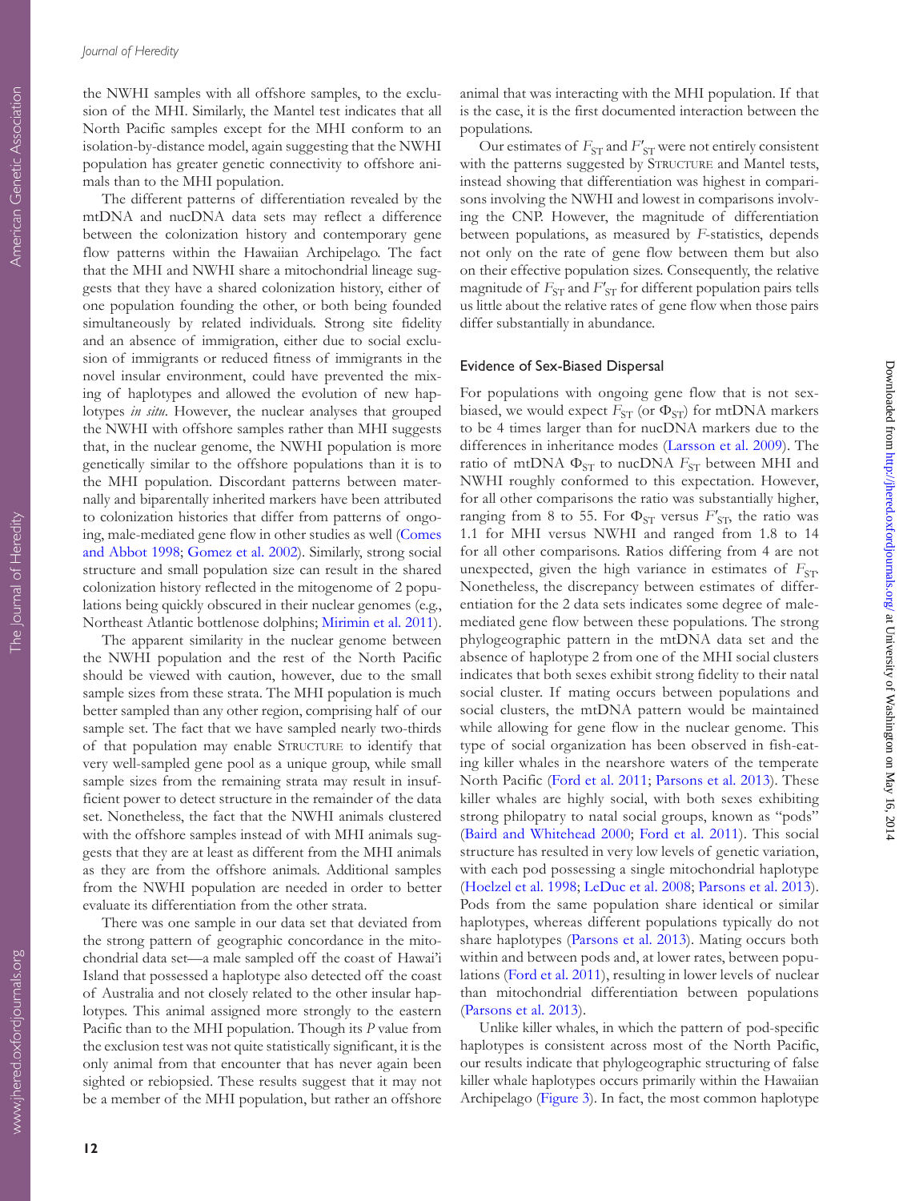the NWHI samples with all offshore samples, to the exclusion of the MHI. Similarly, the Mantel test indicates that all North Pacific samples except for the MHI conform to an isolation-by-distance model, again suggesting that the NWHI population has greater genetic connectivity to offshore animals than to the MHI population.

The different patterns of differentiation revealed by the mtDNA and nucDNA data sets may reflect a difference between the colonization history and contemporary gene flow patterns within the Hawaiian Archipelago. The fact that the MHI and NWHI share a mitochondrial lineage suggests that they have a shared colonization history, either of one population founding the other, or both being founded simultaneously by related individuals. Strong site fidelity and an absence of immigration, either due to social exclusion of immigrants or reduced fitness of immigrants in the novel insular environment, could have prevented the mixing of haplotypes and allowed the evolution of new haplotypes *in situ*. However, the nuclear analyses that grouped the NWHI with offshore samples rather than MHI suggests that, in the nuclear genome, the NWHI population is more genetically similar to the offshore populations than it is to the MHI population. Discordant patterns between maternally and biparentally inherited markers have been attributed to colonization histories that differ from patterns of ongoing, male-mediated gene flow in other studies as well (Comes and Abbot 1998; Gomez et al. 2002). Similarly, strong social structure and small population size can result in the shared colonization history reflected in the mitogenome of 2 populations being quickly obscured in their nuclear genomes (e.g., Northeast Atlantic bottlenose dolphins; Mirimin et al. 2011).

The apparent similarity in the nuclear genome between the NWHI population and the rest of the North Pacific should be viewed with caution, however, due to the small sample sizes from these strata. The MHI population is much better sampled than any other region, comprising half of our sample set. The fact that we have sampled nearly two-thirds of that population may enable Structure to identify that very well-sampled gene pool as a unique group, while small sample sizes from the remaining strata may result in insufficient power to detect structure in the remainder of the data set. Nonetheless, the fact that the NWHI animals clustered with the offshore samples instead of with MHI animals suggests that they are at least as different from the MHI animals as they are from the offshore animals. Additional samples from the NWHI population are needed in order to better evaluate its differentiation from the other strata.

There was one sample in our data set that deviated from the strong pattern of geographic concordance in the mitochondrial data set—a male sampled off the coast of Hawai'i Island that possessed a haplotype also detected off the coast of Australia and not closely related to the other insular haplotypes. This animal assigned more strongly to the eastern Pacific than to the MHI population. Though its *P* value from the exclusion test was not quite statistically significant, it is the only animal from that encounter that has never again been sighted or rebiopsied. These results suggest that it may not be a member of the MHI population, but rather an offshore animal that was interacting with the MHI population. If that is the case, it is the first documented interaction between the populations.

Our estimates of $F_{ST}$ and $F'_{ST}$ were not entirely consistent with the patterns suggested by Structure and Mantel tests, instead showing that differentiation was highest in comparisons involving the NWHI and lowest in comparisons involving the CNP. However, the magnitude of differentiation between populations, as measured by *F*-statistics, depends not only on the rate of gene flow between them but also on their effective population sizes. Consequently, the relative magnitude of $F_{ST}$ and $F'_{ST}$ for different population pairs tells us little about the relative rates of gene flow when those pairs differ substantially in abundance.

### Evidence of Sex-Biased Dispersal

For populations with ongoing gene flow that is not sex-biased, we would expect $F_{ST}$ (or $\Phi_{ST}$) for mtDNA markers to be 4 times larger than for nucDNA markers due to the differences in inheritance modes (Larsson et al. 2009). The ratio of mtDNA $\Phi_{ST}$ to nucDNA $F_{ST}$ between MHI and NWHI roughly conformed to this expectation. However, for all other comparisons the ratio was substantially higher, ranging from 8 to 55. For $\Phi_{ST}$ versus $F'_{ST}$, the ratio was 1.1 for MHI versus NWHI and ranged from 1.8 to 14 for all other comparisons. Ratios differing from 4 are not unexpected, given the high variance in estimates of $F_{ST}$. Nonetheless, the discrepancy between estimates of differentiation for the 2 data sets indicates some degree of male-mediated gene flow between these populations. The strong phylogeographic pattern in the mtDNA data set and the absence of haplotype 2 from one of the MHI social clusters indicates that both sexes exhibit strong fidelity to their natal social cluster. If mating occurs between populations and social clusters, the mtDNA pattern would be maintained while allowing for gene flow in the nuclear genome. This type of social organization has been observed in fish-eating killer whales in the nearshore waters of the temperate North Pacific (Ford et al. 2011; Parsons et al. 2013). These killer whales are highly social, with both sexes exhibiting strong philopatry to natal social groups, known as "pods" (Baird and Whitehead 2000; Ford et al. 2011). This social structure has resulted in very low levels of genetic variation, with each pod possessing a single mitochondrial haplotype (Hoelzel et al. 1998; LeDuc et al. 2008; Parsons et al. 2013). Pods from the same population share identical or similar haplotypes, whereas different populations typically do not share haplotypes (Parsons et al. 2013). Mating occurs both within and between pods and, at lower rates, between populations (Ford et al. 2011), resulting in lower levels of nuclear than mitochondrial differentiation between populations (Parsons et al. 2013).

Unlike killer whales, in which the pattern of pod-specific haplotypes is consistent across most of the North Pacific, our results indicate that phylogeographic structuring of false killer whale haplotypes occurs primarily within the Hawaiian Archipelago (Figure 3). In fact, the most common haplotype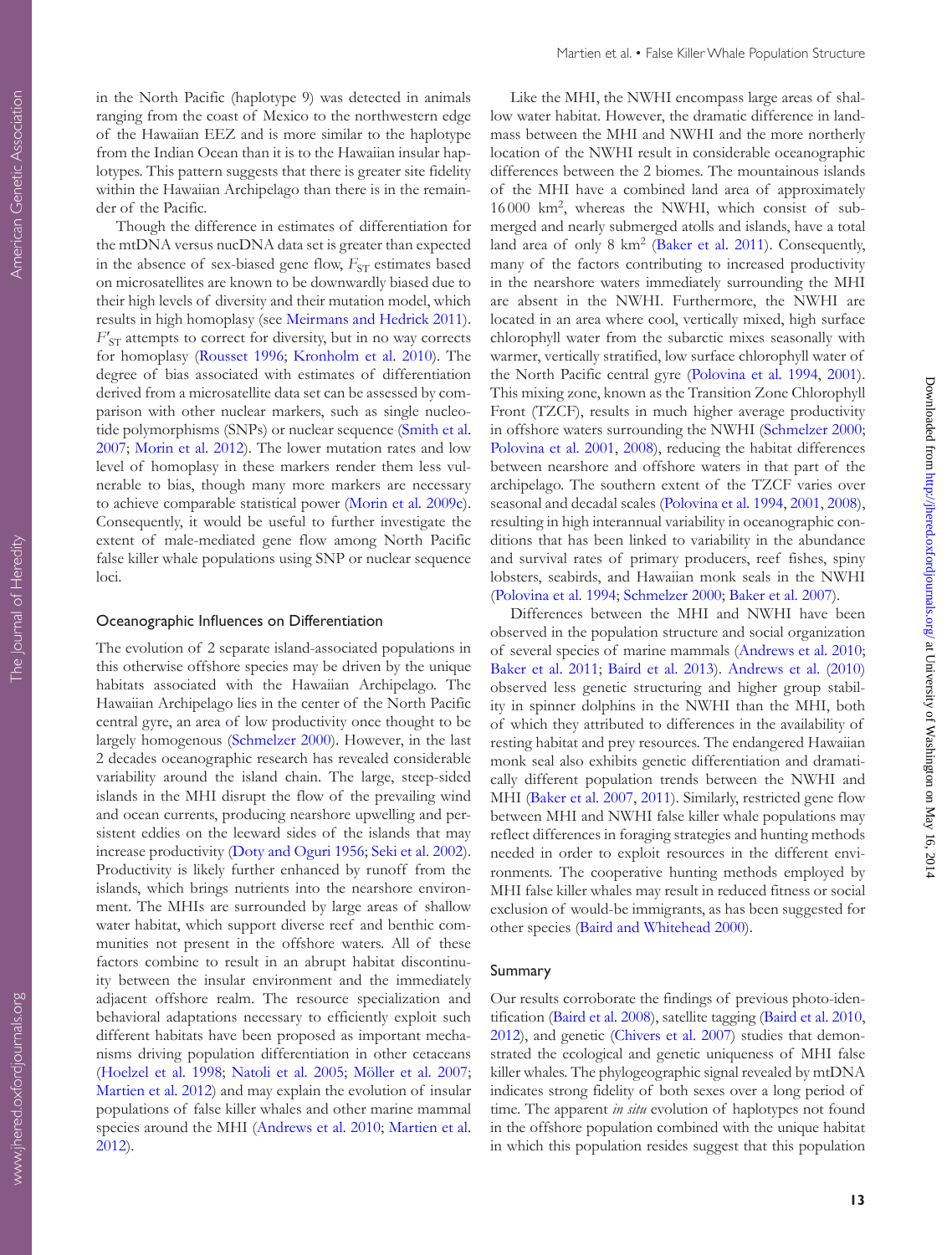in the North Pacific (haplotype 9) was detected in animals ranging from the coast of Mexico to the northwestern edge of the Hawaiian EEZ and is more similar to the haplotype from the Indian Ocean than it is to the Hawaiian insular haplotypes. This pattern suggests that there is greater site fidelity within the Hawaiian Archipelago than there is in the remainder of the Pacific.

Though the difference in estimates of differentiation for the mtDNA versus nucDNA data set is greater than expected in the absence of sex-biased gene flow, $F_{ST}$ estimates based on microsatellites are known to be downwardly biased due to their high levels of diversity and their mutation model, which results in high homoplasy (see Meirmans and Hedrick 2011). $F'_{ST}$ attempts to correct for diversity, but in no way corrects for homoplasy (Rousset 1996; Kronholm et al. 2010). The degree of bias associated with estimates of differentiation derived from a microsatellite data set can be assessed by comparison with other nuclear markers, such as single nucleotide polymorphisms (SNPs) or nuclear sequence (Smith et al. 2007; Morin et al. 2012). The lower mutation rates and low level of homoplasy in these markers render them less vulnerable to bias, though many more markers are necessary to achieve comparable statistical power (Morin et al. 2009c). Consequently, it would be useful to further investigate the extent of male-mediated gene flow among North Pacific false killer whale populations using SNP or nuclear sequence loci.

### Oceanographic Influences on Differentiation

The evolution of 2 separate island-associated populations in this otherwise offshore species may be driven by the unique habitats associated with the Hawaiian Archipelago. The Hawaiian Archipelago lies in the center of the North Pacific central gyre, an area of low productivity once thought to be largely homogenous (Schmelzer 2000). However, in the last 2 decades oceanographic research has revealed considerable variability around the island chain. The large, steep-sided islands in the MHI disrupt the flow of the prevailing wind and ocean currents, producing nearshore upwelling and persistent eddies on the leeward sides of the islands that may increase productivity (Doty and Oguri 1956; Seki et al. 2002). Productivity is likely further enhanced by runoff from the islands, which brings nutrients into the nearshore environment. The MHIs are surrounded by large areas of shallow water habitat, which support diverse reef and benthic communities not present in the offshore waters. All of these factors combine to result in an abrupt habitat discontinuity between the insular environment and the immediately adjacent offshore realm. The resource specialization and behavioral adaptations necessary to efficiently exploit such different habitats have been proposed as important mechanisms driving population differentiation in other cetaceans (Hoelzel et al. 1998; Natoli et al. 2005; Möller et al. 2007; Martien et al. 2012) and may explain the evolution of insular populations of false killer whales and other marine mammal species around the MHI (Andrews et al. 2010; Martien et al. 2012).

Like the MHI, the NWHI encompass large areas of shallow water habitat. However, the dramatic difference in landmass between the MHI and NWHI and the more northerly location of the NWHI result in considerable oceanographic differences between the 2 biomes. The mountainous islands of the MHI have a combined land area of approximately 16 000 km$^2$, whereas the NWHI, which consist of submerged and nearly submerged atolls and islands, have a total land area of only 8 km$^2$ (Baker et al. 2011). Consequently, many of the factors contributing to increased productivity in the nearshore waters immediately surrounding the MHI are absent in the NWHI. Furthermore, the NWHI are located in an area where cool, vertically mixed, high surface chlorophyll water from the subarctic mixes seasonally with warmer, vertically stratified, low surface chlorophyll water of the North Pacific central gyre (Polovina et al. 1994, 2001). This mixing zone, known as the Transition Zone Chlorophyll Front (TZCF), results in much higher average productivity in offshore waters surrounding the NWHI (Schmelzer 2000; Polovina et al. 2001, 2008), reducing the habitat differences between nearshore and offshore waters in that part of the archipelago. The southern extent of the TZCF varies over seasonal and decadal scales (Polovina et al. 1994, 2001, 2008), resulting in high interannual variability in oceanographic conditions that has been linked to variability in the abundance and survival rates of primary producers, reef fishes, spiny lobsters, seabirds, and Hawaiian monk seals in the NWHI (Polovina et al. 1994; Schmelzer 2000; Baker et al. 2007).

Differences between the MHI and NWHI have been observed in the population structure and social organization of several species of marine mammals (Andrews et al. 2010; Baker et al. 2011; Baird et al. 2013). Andrews et al. (2010) observed less genetic structuring and higher group stability in spinner dolphins in the NWHI than the MHI, both of which they attributed to differences in the availability of resting habitat and prey resources. The endangered Hawaiian monk seal also exhibits genetic differentiation and dramatically different population trends between the NWHI and MHI (Baker et al. 2007, 2011). Similarly, restricted gene flow between MHI and NWHI false killer whale populations may reflect differences in foraging strategies and hunting methods needed in order to exploit resources in the different environments. The cooperative hunting methods employed by MHI false killer whales may result in reduced fitness or social exclusion of would-be immigrants, as has been suggested for other species (Baird and Whitehead 2000).

### Summary

Our results corroborate the findings of previous photo-identification (Baird et al. 2008), satellite tagging (Baird et al. 2010, 2012), and genetic (Chivers et al. 2007) studies that demonstrated the ecological and genetic uniqueness of MHI false killer whales. The phylogeographic signal revealed by mtDNA indicates strong fidelity of both sexes over a long period of time. The apparent *in situ* evolution of haplotypes not found in the offshore population combined with the unique habitat in which this population resides suggest that this population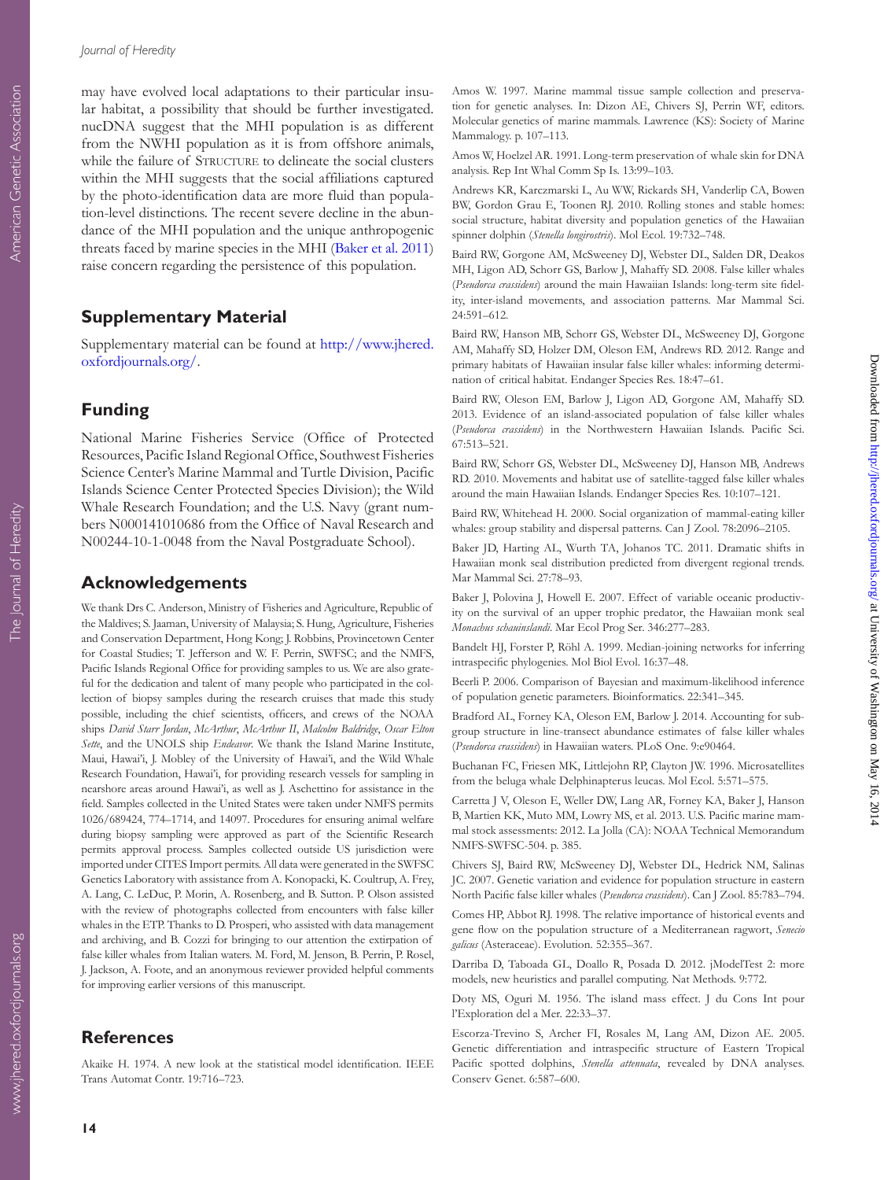may have evolved local adaptations to their particular insular habitat, a possibility that should be further investigated. nucDNA suggest that the MHI population is as different from the NWHI population as it is from offshore animals, while the failure of STRUCTURE to delineate the social clusters within the MHI suggests that the social affiliations captured by the photo-identification data are more fluid than population-level distinctions. The recent severe decline in the abundance of the MHI population and the unique anthropogenic threats faced by marine species in the MHI (Baker et al. 2011) raise concern regarding the persistence of this population.

## Supplementary Material

Supplementary material can be found at http://www.jhered.oxfordjournals.org/.

## Funding

National Marine Fisheries Service (Office of Protected Resources, Pacific Island Regional Office, Southwest Fisheries Science Center's Marine Mammal and Turtle Division, Pacific Islands Science Center Protected Species Division); the Wild Whale Research Foundation; and the U.S. Navy (grant numbers N000141010686 from the Office of Naval Research and N00244-10-1-0048 from the Naval Postgraduate School).

## Acknowledgements

We thank Drs C. Anderson, Ministry of Fisheries and Agriculture, Republic of the Maldives; S. Jaaman, University of Malaysia; S. Hung, Agriculture, Fisheries and Conservation Department, Hong Kong; J. Robbins, Provincetown Center for Coastal Studies; T. Jefferson and W. F. Perrin, SWFSC; and the NMFS, Pacific Islands Regional Office for providing samples to us. We are also grateful for the dedication and talent of many people who participated in the collection of biopsy samples during the research cruises that made this study possible, including the chief scientists, officers, and crews of the NOAA ships *David Starr Jordan*, *McArthur*, *McArthur II*, *Malcolm Baldridge*, *Oscar Elton Sette*, and the UNOLS ship *Endeavor*. We thank the Island Marine Institute, Maui, Hawai'i, J. Mobley of the University of Hawai'i, and the Wild Whale Research Foundation, Hawai'i, for providing research vessels for sampling in nearshore areas around Hawai'i, as well as J. Aschettino for assistance in the field. Samples collected in the United States were taken under NMFS permits 1026/689424, 774–1714, and 14097. Procedures for ensuring animal welfare during biopsy sampling were approved as part of the Scientific Research permits approval process. Samples collected outside US jurisdiction were imported under CITES Import permits. All data were generated in the SWFSC Genetics Laboratory with assistance from A. Konopacki, K. Coultrup, A. Frey, A. Lang, C. LeDuc, P. Morin, A. Rosenberg, and B. Sutton. P. Olson assisted with the review of photographs collected from encounters with false killer whales in the ETP. Thanks to D. Prosperi, who assisted with data management and archiving, and B. Cozzi for bringing to our attention the extirpation of false killer whales from Italian waters. M. Ford, M. Jenson, B. Perrin, P. Rosel, J. Jackson, A. Foote, and an anonymous reviewer provided helpful comments for improving earlier versions of this manuscript.

## References

Akaike H. 1974. A new look at the statistical model identification. IEEE Trans Automat Contr. 19:716–723.

Amos W. 1997. Marine mammal tissue sample collection and preservation for genetic analyses. In: Dizon AE, Chivers SJ, Perrin WF, editors. Molecular genetics of marine mammals. Lawrence (KS): Society of Marine Mammalogy. p. 107–113.

Amos W, Hoelzel AR. 1991. Long-term preservation of whale skin for DNA analysis. Rep Int Whal Comm Sp Is. 13:99–103.

Andrews KR, Karczmarski L, Au WW, Rickards SH, Vanderlip CA, Bowen BW, Gordon Grau E, Toonen RJ. 2010. Rolling stones and stable homes: social structure, habitat diversity and population genetics of the Hawaiian spinner dolphin (*Stenella longirostris*). Mol Ecol. 19:732–748.

Baird RW, Gorgone AM, McSweeney DJ, Webster DL, Salden DR, Deakos MH, Ligon AD, Schorr GS, Barlow J, Mahaffy SD. 2008. False killer whales (*Pseudorca crassidens*) around the main Hawaiian Islands: long-term site fidelity, inter-island movements, and association patterns. Mar Mammal Sci. 24:591–612.

Baird RW, Hanson MB, Schorr GS, Webster DL, McSweeney DJ, Gorgone AM, Mahaffy SD, Holzer DM, Oleson EM, Andrews RD. 2012. Range and primary habitats of Hawaiian insular false killer whales: informing determination of critical habitat. Endanger Species Res. 18:47–61.

Baird RW, Oleson EM, Barlow J, Ligon AD, Gorgone AM, Mahaffy SD. 2013. Evidence of an island-associated population of false killer whales (*Pseudorca crassidens*) in the Northwestern Hawaiian Islands. Pacific Sci. 67:513–521.

Baird RW, Schorr GS, Webster DL, McSweeney DJ, Hanson MB, Andrews RD. 2010. Movements and habitat use of satellite-tagged false killer whales around the main Hawaiian Islands. Endanger Species Res. 10:107–121.

Baird RW, Whitehead H. 2000. Social organization of mammal-eating killer whales: group stability and dispersal patterns. Can J Zool. 78:2096–2105.

Baker JD, Harting AL, Wurth TA, Johanos TC. 2011. Dramatic shifts in Hawaiian monk seal distribution predicted from divergent regional trends. Mar Mammal Sci. 27:78–93.

Baker J, Polovina J, Howell E. 2007. Effect of variable oceanic productivity on the survival of an upper trophic predator, the Hawaiian monk seal *Monachus schauinslandi*. Mar Ecol Prog Ser. 346:277–283.

Bandelt HJ, Forster P, Röhl A. 1999. Median-joining networks for inferring intraspecific phylogenies. Mol Biol Evol. 16:37–48.

Beerli P. 2006. Comparison of Bayesian and maximum-likelihood inference of population genetic parameters. Bioinformatics. 22:341–345.

Bradford AL, Forney KA, Oleson EM, Barlow J. 2014. Accounting for subgroup structure in line-transect abundance estimates of false killer whales (*Pseudorca crassidens*) in Hawaiian waters. PLoS One. 9:e90464.

Buchanan FC, Friesen MK, Littlejohn RP, Clayton JW. 1996. Microsatellites from the beluga whale Delphinapterus leucas. Mol Ecol. 5:571–575.

Carretta J V, Oleson E, Weller DW, Lang AR, Forney KA, Baker J, Hanson B, Martien KK, Muto MM, Lowry MS, et al. 2013. U.S. Pacific marine mammal stock assessments: 2012. La Jolla (CA): NOAA Technical Memorandum NMFS-SWFSC-504. p. 385.

Chivers SJ, Baird RW, McSweeney DJ, Webster DL, Hedrick NM, Salinas JC. 2007. Genetic variation and evidence for population structure in eastern North Pacific false killer whales (*Pseudorca crassidens*). Can J Zool. 85:783–794.

Comes HP, Abbot RJ. 1998. The relative importance of historical events and gene flow on the population structure of a Mediterranean ragwort, *Senecio galicus* (Asteraceae). Evolution. 52:355–367.

Darriba D, Taboada GL, Doallo R, Posada D. 2012. jModelTest 2: more models, new heuristics and parallel computing. Nat Methods. 9:772.

Doty MS, Oguri M. 1956. The island mass effect. J du Cons Int pour l'Exploration del a Mer. 22:33–37.

Escorza-Trevino S, Archer FI, Rosales M, Lang AM, Dizon AE. 2005. Genetic differentiation and intraspecific structure of Eastern Tropical Pacific spotted dolphins, *Stenella attenuata*, revealed by DNA analyses. Conserv Genet. 6:587–600.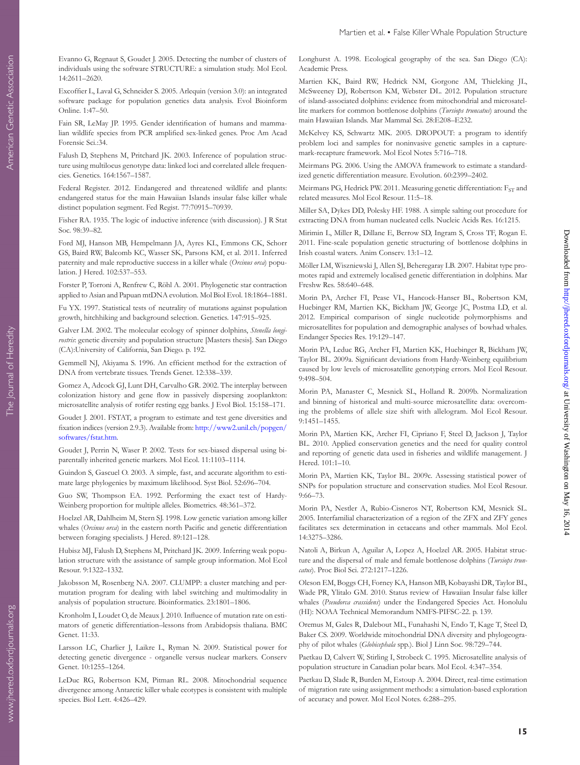Evanno G, Regnaut S, Goudet J. 2005. Detecting the number of clusters of individuals using the software STRUCTURE: a simulation study. Mol Ecol. 14:2611–2620.

Excoffier L, Laval G, Schneider S. 2005. Arlequin (version 3.0): an integrated software package for population genetics data analysis. Evol Bioinform Online. 1:47–50.

Fain SR, LeMay JP. 1995. Gender identification of humans and mammalian wildlife species from PCR amplified sex-linked genes. Proc Am Acad Forensic Sci.:34.

Falush D, Stephens M, Pritchard JK. 2003. Inference of population structure using multilocus genotype data: linked loci and correlated allele frequencies. Genetics. 164:1567–1587.

Federal Register. 2012. Endangered and threatened wildlife and plants: endangered status for the main Hawaiian Islands insular false killer whale distinct population segment. Fed Regist. 77:70915–70939.

Fisher RA. 1935. The logic of inductive inference (with discussion). J R Stat Soc. 98:39–82.

Ford MJ, Hanson MB, Hempelmann JA, Ayres KL, Emmons CK, Schorr GS, Baird RW, Balcomb KC, Wasser SK, Parsons KM, et al. 2011. Inferred paternity and male reproductive success in a killer whale (*Orcinus orca*) population. J Hered. 102:537–553.

Forster P, Torroni A, Renfrew C, Röhl A. 2001. Phylogenetic star contraction applied to Asian and Papuan mtDNA evolution. Mol Biol Evol. 18:1864–1881.

Fu YX. 1997. Statistical tests of neutrality of mutations against population growth, hitchhiking and background selection. Genetics. 147:915–925.

Galver LM. 2002. The molecular ecology of spinner dolphins, *Stenella longirostris*: genetic diversity and population structure [Masters thesis]. San Diego (CA):University of California, San Diego. p. 192.

Gemmell NJ, Akiyama S. 1996. An efficient method for the extraction of DNA from vertebrate tissues. Trends Genet. 12:338–339.

Gomez A, Adcock GJ, Lunt DH, Carvalho GR. 2002. The interplay between colonization history and gene flow in passively dispersing zooplankton: microsatellite analysis of rotifer resting egg banks. J Evol Biol. 15:158–171.

Goudet J. 2001. FSTAT, a program to estimate and test gene diversities and fixation indices (version 2.9.3). Available from: http://www2.unil.ch/popgen/softwares/fstat.htm.

Goudet J, Perrin N, Waser P. 2002. Tests for sex-biased dispersal using biparentally inherited genetic markers. Mol Ecol. 11:1103–1114.

Guindon S, Gascuel O. 2003. A simple, fast, and accurate algorithm to estimate large phylogenies by maximum likelihood. Syst Biol. 52:696–704.

Guo SW, Thompson EA. 1992. Performing the exact test of Hardy-Weinberg proportion for multiple alleles. Biometrics. 48:361–372.

Hoelzel AR, Dahlheim M, Stern SJ. 1998. Low genetic variation among killer whales (*Orcinus orca*) in the eastern north Pacific and genetic differentiation between foraging specialists. J Hered. 89:121–128.

Hubisz MJ, Falush D, Stephens M, Pritchard JK. 2009. Inferring weak population structure with the assistance of sample group information. Mol Ecol Resour. 9:1322–1332.

Jakobsson M, Rosenberg NA. 2007. CLUMPP: a cluster matching and permutation program for dealing with label switching and multimodality in analysis of population structure. Bioinformatics. 23:1801–1806.

Kronholm I, Loudet O, de Meaux J. 2010. Influence of mutation rate on estimators of genetic differentiation–lessons from Arabidopsis thaliana. BMC Genet. 11:33.

Larsson LC, Charlier J, Laikre L, Ryman N. 2009. Statistical power for detecting genetic divergence - organelle versus nuclear markers. Conserv Genet. 10:1255–1264.

LeDuc RG, Robertson KM, Pitman RL. 2008. Mitochondrial sequence divergence among Antarctic killer whale ecotypes is consistent with multiple species. Biol Lett. 4:426–429.

Longhurst A. 1998. Ecological geography of the sea. San Diego (CA): Academic Press.

Martien KK, Baird RW, Hedrick NM, Gorgone AM, Thieleking JL, McSweeney DJ, Robertson KM, Webster DL. 2012. Population structure of island-associated dolphins: evidence from mitochondrial and microsatellite markers for common bottlenose dolphins (*Tursiops truncatus*) around the main Hawaiian Islands. Mar Mammal Sci. 28:E208–E232.

McKelvey KS, Schwartz MK. 2005. DROPOUT: a program to identify problem loci and samples for noninvasive genetic samples in a capture-mark-recapture framework. Mol Ecol Notes 5:716–718.

Meirmans PG. 2006. Using the AMOVA framework to estimate a standardized genetic differentiation measure. Evolution. 60:2399–2402.

Meirmans PG, Hedrick PW. 2011. Measuring genetic differentiation: $F_{ST}$ and related measures. Mol Ecol Resour. 11:5–18.

Miller SA, Dykes DD, Polesky HF. 1988. A simple salting out procedure for extracting DNA from human nucleated cells. Nucleic Acids Res. 16:1215.

Mirimin L, Miller R, Dillane E, Berrow SD, Ingram S, Cross TF, Rogan E. 2011. Fine-scale population genetic structuring of bottlenose dolphins in Irish coastal waters. Anim Conserv. 13:1–12.

Möller LM, Wiszniewski J, Allen SJ, Beheregaray LB. 2007. Habitat type promotes rapid and extremely localised genetic differentiation in dolphins. Mar Freshw Res. 58:640–648.

Morin PA, Archer FI, Pease VL, Hancock-Hanser BL, Robertson KM, Huebinger RM, Martien KK, Bickham JW, George JC, Postma LD, et al. 2012. Empirical comparison of single nucleotide polymorphisms and microsatellites for population and demographic analyses of bowhad whales. Endanger Species Res. 19:129–147.

Morin PA, Leduc RG, Archer FI, Martien KK, Huebinger R, Bickham JW, Taylor BL. 2009a. Significant deviations from Hardy-Weinberg equilibrium caused by low levels of microsatellite genotyping errors. Mol Ecol Resour. 9:498–504.

Morin PA, Manaster C, Mesnick SL, Holland R. 2009b. Normalization and binning of historical and multi-source microsatellite data: overcoming the problems of allele size shift with allelogram. Mol Ecol Resour. 9:1451–1455.

Morin PA, Martien KK, Archer FI, Cipriano F, Steel D, Jackson J, Taylor BL. 2010. Applied conservation genetics and the need for quality control and reporting of genetic data used in fisheries and wildlife management. J Hered. 101:1–10.

Morin PA, Martien KK, Taylor BL. 2009c. Assessing statistical power of SNPs for population structure and conservation studies. Mol Ecol Resour. 9:66–73.

Morin PA, Nestler A, Rubio-Cisneros NT, Robertson KM, Mesnick SL. 2005. Interfamilial characterization of a region of the ZFX and ZFY genes facilitates sex determination in cetaceans and other mammals. Mol Ecol. 14:3275–3286.

Natoli A, Birkun A, Aguilar A, Lopez A, Hoelzel AR. 2005. Habitat structure and the dispersal of male and female bottlenose dolphins (*Tursiops truncatus*). Proc Biol Sci. 272:1217–1226.

Oleson EM, Boggs CH, Forney KA, Hanson MB, Kobayashi DR, Taylor BL, Wade PR, Ylitalo GM. 2010. Status review of Hawaiian Insular false killer whales (*Pseudorca crassidens*) under the Endangered Species Act. Honolulu (HI): NOAA Technical Memorandum NMFS-PIFSC-22. p. 139.

Oremus M, Gales R, Dalebout ML, Funahashi N, Endo T, Kage T, Steel D, Baker CS. 2009. Worldwide mitochondrial DNA diversity and phylogeography of pilot whales (*Globicephala* spp.). Biol J Linn Soc. 98:729–744.

Paetkau D, Calvert W, Stirling I, Strobeck C. 1995. Microsatellite analysis of population structure in Canadian polar bears. Mol Ecol. 4:347–354.

Paetkau D, Slade R, Burden M, Estoup A. 2004. Direct, real-time estimation of migration rate using assignment methods: a simulation-based exploration of accuracy and power. Mol Ecol Notes. 6:288–295.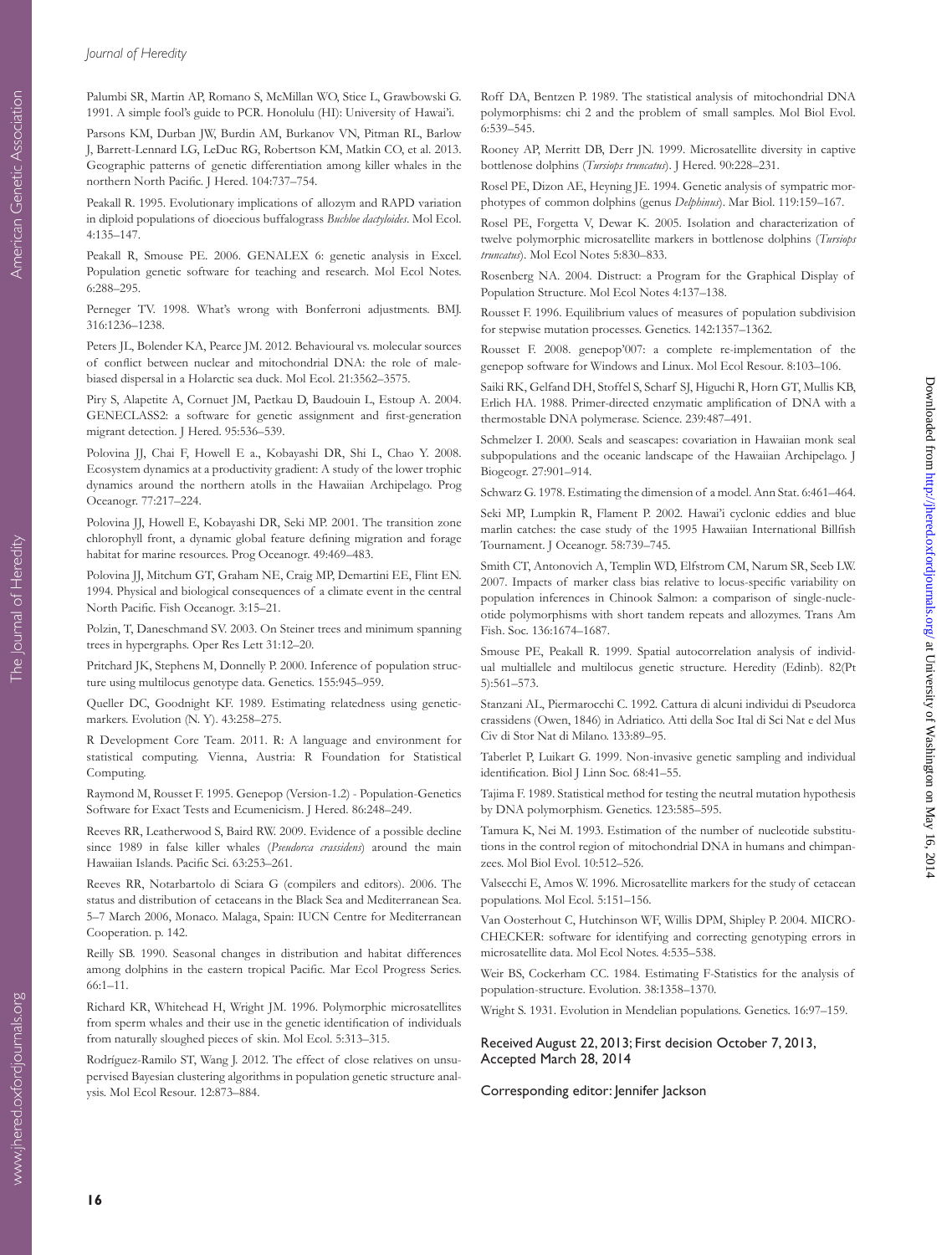Palumbi SR, Martin AP, Romano S, McMillan WO, Stice L, Grawbowski G. 1991. A simple fool's guide to PCR. Honolulu (HI): University of Hawai'i.

Parsons KM, Durban JW, Burdin AM, Burkanov VN, Pitman RL, Barlow J, Barrett-Lennard LG, LeDuc RG, Robertson KM, Matkin CO, et al. 2013. Geographic patterns of genetic differentiation among killer whales in the northern North Pacific. J Hered. 104:737–754.

Peakall R. 1995. Evolutionary implications of allozym and RAPD variation in diploid populations of dioecious buffalograss *Buchloe dactyloides*. Mol Ecol. 4:135–147.

Peakall R, Smouse PE. 2006. GENALEX 6: genetic analysis in Excel. Population genetic software for teaching and research. Mol Ecol Notes. 6:288–295.

Perneger TV. 1998. What's wrong with Bonferroni adjustments. BMJ. 316:1236–1238.

Peters JL, Bolender KA, Pearce JM. 2012. Behavioural vs. molecular sources of conflict between nuclear and mitochondrial DNA: the role of male-biased dispersal in a Holarctic sea duck. Mol Ecol. 21:3562–3575.

Piry S, Alapetite A, Cornuet JM, Paetkau D, Baudouin L, Estoup A. 2004. GENECLASS2: a software for genetic assignment and first-generation migrant detection. J Hered. 95:536–539.

Polovina JJ, Chai F, Howell E a., Kobayashi DR, Shi L, Chao Y. 2008. Ecosystem dynamics at a productivity gradient: A study of the lower trophic dynamics around the northern atolls in the Hawaiian Archipelago. Prog Oceanogr. 77:217–224.

Polovina JJ, Howell E, Kobayashi DR, Seki MP. 2001. The transition zone chlorophyll front, a dynamic global feature defining migration and forage habitat for marine resources. Prog Oceanogr. 49:469–483.

Polovina JJ, Mitchum GT, Graham NE, Craig MP, Demartini EE, Flint EN. 1994. Physical and biological consequences of a climate event in the central North Pacific. Fish Oceanogr. 3:15–21.

Polzin, T, Daneschmand SV. 2003. On Steiner trees and minimum spanning trees in hypergraphs. Oper Res Lett 31:12–20.

Pritchard JK, Stephens M, Donnelly P. 2000. Inference of population structure using multilocus genotype data. Genetics. 155:945–959.

Queller DC, Goodnight KF. 1989. Estimating relatedness using genetic-markers. Evolution (N. Y). 43:258–275.

R Development Core Team. 2011. R: A language and environment for statistical computing. Vienna, Austria: R Foundation for Statistical Computing.

Raymond M, Rousset F. 1995. Genepop (Version-1.2) - Population-Genetics Software for Exact Tests and Ecumenicism. J Hered. 86:248–249.

Reeves RR, Leatherwood S, Baird RW. 2009. Evidence of a possible decline since 1989 in false killer whales (*Pseudorca crassidens*) around the main Hawaiian Islands. Pacific Sci. 63:253–261.

Reeves RR, Notarbartolo di Sciara G (compilers and editors). 2006. The status and distribution of cetaceans in the Black Sea and Mediterranean Sea. 5–7 March 2006, Monaco. Malaga, Spain: IUCN Centre for Mediterranean Cooperation. p. 142.

Reilly SB. 1990. Seasonal changes in distribution and habitat differences among dolphins in the eastern tropical Pacific. Mar Ecol Progress Series. 66:1–11.

Richard KR, Whitehead H, Wright JM. 1996. Polymorphic microsatellites from sperm whales and their use in the genetic identification of individuals from naturally sloughed pieces of skin. Mol Ecol. 5:313–315.

Rodríguez-Ramilo ST, Wang J. 2012. The effect of close relatives on unsupervised Bayesian clustering algorithms in population genetic structure analysis. Mol Ecol Resour. 12:873–884.

Roff DA, Bentzen P. 1989. The statistical analysis of mitochondrial DNA polymorphisms: chi 2 and the problem of small samples. Mol Biol Evol. 6:539–545.

Rooney AP, Merritt DB, Derr JN. 1999. Microsatellite diversity in captive bottlenose dolphins (*Tursiops truncatus*). J Hered. 90:228–231.

Rosel PE, Dizon AE, Heyning JE. 1994. Genetic analysis of sympatric morphotypes of common dolphins (genus *Delphinus*). Mar Biol. 119:159–167.

Rosel PE, Forgetta V, Dewar K. 2005. Isolation and characterization of twelve polymorphic microsatellite markers in bottlenose dolphins (*Tursiops truncatus*). Mol Ecol Notes 5:830–833.

Rosenberg NA. 2004. Distruct: a Program for the Graphical Display of Population Structure. Mol Ecol Notes 4:137–138.

Rousset F. 1996. Equilibrium values of measures of population subdivision for stepwise mutation processes. Genetics. 142:1357–1362.

Rousset F. 2008. genepop'007: a complete re-implementation of the genepop software for Windows and Linux. Mol Ecol Resour. 8:103–106.

Saiki RK, Gelfand DH, Stoffel S, Scharf SJ, Higuchi R, Horn GT, Mullis KB, Erlich HA. 1988. Primer-directed enzymatic amplification of DNA with a thermostable DNA polymerase. Science. 239:487–491.

Schmelzer I. 2000. Seals and seascapes: covariation in Hawaiian monk seal subpopulations and the oceanic landscape of the Hawaiian Archipelago. J Biogeogr. 27:901–914.

Schwarz G. 1978. Estimating the dimension of a model. Ann Stat. 6:461–464.

Seki MP, Lumpkin R, Flament P. 2002. Hawai'i cyclonic eddies and blue marlin catches: the case study of the 1995 Hawaiian International Billfish Tournament. J Oceanogr. 58:739–745.

Smith CT, Antonovich A, Templin WD, Elfstrom CM, Narum SR, Seeb LW. 2007. Impacts of marker class bias relative to locus-specific variability on population inferences in Chinook Salmon: a comparison of single-nucleotide polymorphisms with short tandem repeats and allozymes. Trans Am Fish. Soc. 136:1674–1687.

Smouse PE, Peakall R. 1999. Spatial autocorrelation analysis of individual multiallele and multilocus genetic structure. Heredity (Edinb). 82(Pt 5):561–573.

Stanzani AL, Piermarocchi C. 1992. Cattura di alcuni individui di Pseudorca crassidens (Owen, 1846) in Adriatico. Atti della Soc Ital di Sci Nat e del Mus Civ di Stor Nat di Milano. 133:89–95.

Taberlet P, Luikart G. 1999. Non-invasive genetic sampling and individual identification. Biol J Linn Soc. 68:41–55.

Tajima F. 1989. Statistical method for testing the neutral mutation hypothesis by DNA polymorphism. Genetics. 123:585–595.

Tamura K, Nei M. 1993. Estimation of the number of nucleotide substitutions in the control region of mitochondrial DNA in humans and chimpanzees. Mol Biol Evol. 10:512–526.

Valsecchi E, Amos W. 1996. Microsatellite markers for the study of cetacean populations. Mol Ecol. 5:151–156.

Van Oosterhout C, Hutchinson WF, Willis DPM, Shipley P. 2004. MICRO-CHECKER: software for identifying and correcting genotyping errors in microsatellite data. Mol Ecol Notes. 4:535–538.

Weir BS, Cockerham CC. 1984. Estimating F-Statistics for the analysis of population-structure. Evolution. 38:1358–1370.

Wright S. 1931. Evolution in Mendelian populations. Genetics. 16:97–159.

Received August 22, 2013; First decision October 7, 2013, Accepted March 28, 2014

Corresponding editor: Jennifer Jackson